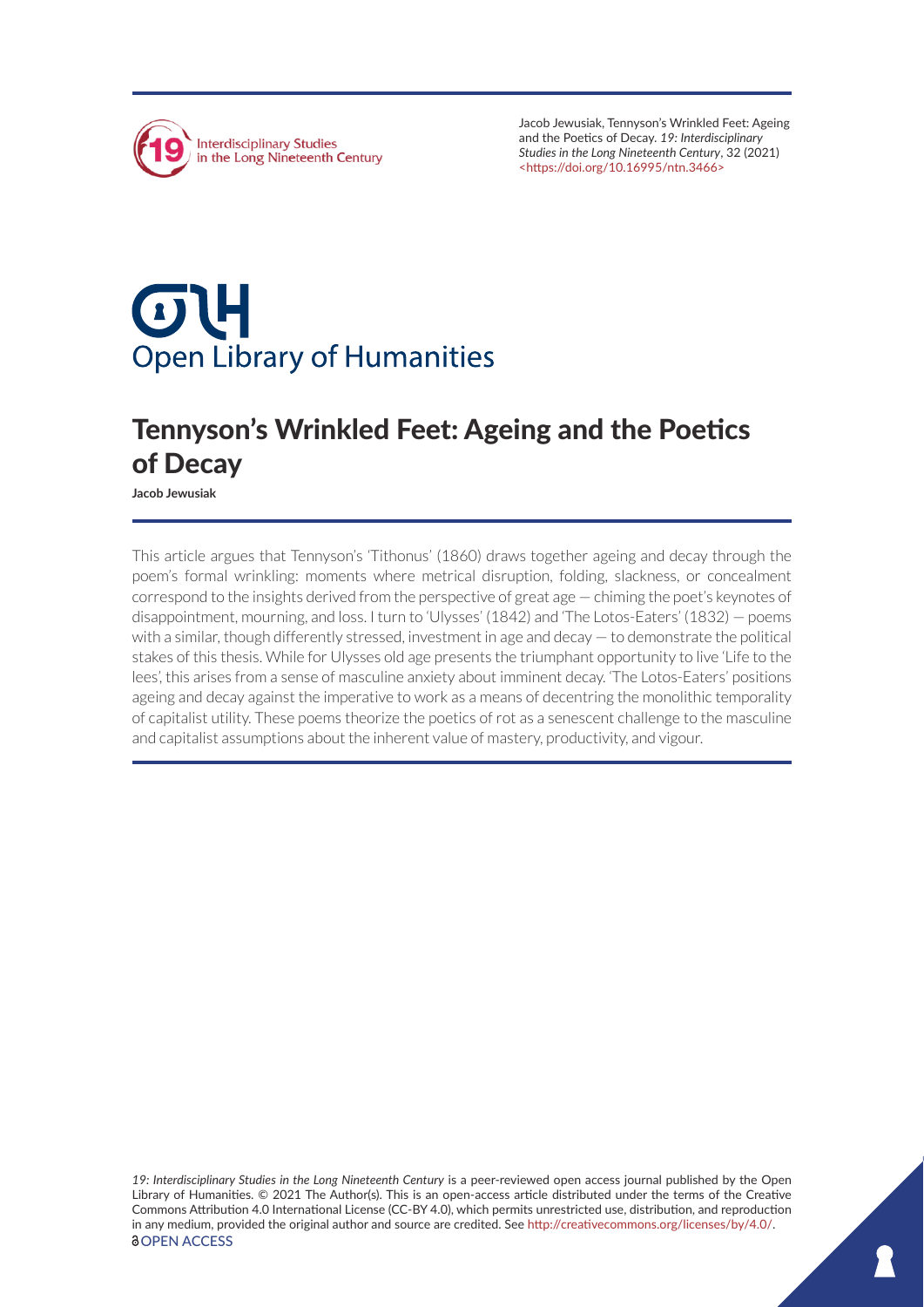Jacob Jewusiak, Tennyson's Wrinkled Feet: Ageing and the Poetics of Decay. *19: Interdisciplinary Studies in the Long Nineteenth Century*, 32 (2021) <https://doi.org/10.16995/ntn.3466>

# Tennyson's Wrinkled Feet: Ageing and the Poetics of Decay

**Jacob Jewusiak**

This article argues that Tennyson's 'Tithonus' (1860) draws together ageing and decay through the poem's formal wrinkling: moments where metrical disruption, folding, slackness, or concealment correspond to the insights derived from the perspective of great age — chiming the poet's keynotes of disappointment, mourning, and loss. I turn to 'Ulysses' (1842) and 'The Lotos-Eaters' (1832) — poems with a similar, though differently stressed, investment in age and decay — to demonstrate the political stakes of this thesis. While for Ulysses old age presents the triumphant opportunity to live 'Life to the lees', this arises from a sense of masculine anxiety about imminent decay. 'The Lotos-Eaters' positions ageing and decay against the imperative to work as a means of decentring the monolithic temporality of capitalist utility. These poems theorize the poetics of rot as a senescent challenge to the masculine and capitalist assumptions about the inherent value of mastery, productivity, and vigour.

*19: Interdisciplinary Studies in the Long Nineteenth Century* is a peer-reviewed open access journal published by the Open Library of Humanities. © 2021 The Author(s). This is an open-access article distributed under the terms of the Creative Commons Attribution 4.0 International License (CC-BY 4.0), which permits unrestricted use, distribution, and reproduction in any medium, provided the original author and source are credited. See http://creativecommons.org/licenses/by/4.0/.

OPEN ACCESS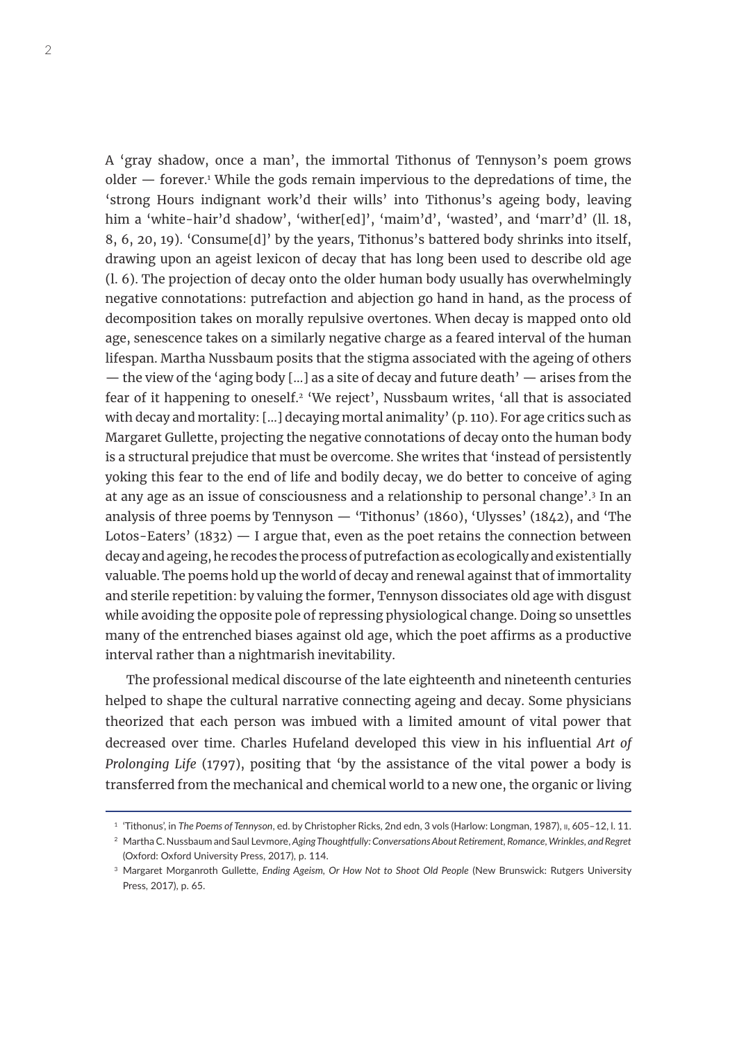A 'gray shadow, once a man', the immortal Tithonus of Tennyson's poem grows older — forever.[1] While the gods remain impervious to the depredations of time, the 'strong Hours indignant work'd their wills' into Tithonus's ageing body, leaving him a 'white-hair'd shadow', 'wither[ed]', 'maim'd', 'wasted', and 'marr'd' (ll. 18, 8, 6, 20, 19). 'Consume[d]' by the years, Tithonus's battered body shrinks into itself, drawing upon an ageist lexicon of decay that has long been used to describe old age (l. 6). The projection of decay onto the older human body usually has overwhelmingly negative connotations: putrefaction and abjection go hand in hand, as the process of decomposition takes on morally repulsive overtones. When decay is mapped onto old age, senescence takes on a similarly negative charge as a feared interval of the human lifespan. Martha Nussbaum posits that the stigma associated with the ageing of others — the view of the 'aging body [...] as a site of decay and future death' — arises from the fear of it happening to oneself.[2] 'We reject', Nussbaum writes, 'all that is associated with decay and mortality: [...] decaying mortal animality' (p. 110). For age critics such as Margaret Gullette, projecting the negative connotations of decay onto the human body is a structural prejudice that must be overcome. She writes that 'instead of persistently yoking this fear to the end of life and bodily decay, we do better to conceive of aging at any age as an issue of consciousness and a relationship to personal change'.[3] In an analysis of three poems by Tennyson — 'Tithonus' (1860), 'Ulysses' (1842), and 'The Lotos-Eaters' (1832) — I argue that, even as the poet retains the connection between decay and ageing, he recodes the process of putrefaction as ecologically and existentially valuable. The poems hold up the world of decay and renewal against that of immortality and sterile repetition: by valuing the former, Tennyson dissociates old age with disgust while avoiding the opposite pole of repressing physiological change. Doing so unsettles many of the entrenched biases against old age, which the poet affirms as a productive interval rather than a nightmarish inevitability.

The professional medical discourse of the late eighteenth and nineteenth centuries helped to shape the cultural narrative connecting ageing and decay. Some physicians theorized that each person was imbued with a limited amount of vital power that decreased over time. Charles Hufeland developed this view in his influential *Art of Prolonging Life* (1797), positing that 'by the assistance of the vital power a body is transferred from the mechanical and chemical world to a new one, the organic or living

---

[1] 'Tithonus', in *The Poems of Tennyson*, ed. by Christopher Ricks, 2nd edn, 3 vols (Harlow: Longman, 1987), II, 605–12, l. 11.

[2] Martha C. Nussbaum and Saul Levmore, *Aging Thoughtfully: Conversations About Retirement, Romance, Wrinkles, and Regret* (Oxford: Oxford University Press, 2017), p. 114.

[3] Margaret Morganroth Gullette, *Ending Ageism, Or How Not to Shoot Old People* (New Brunswick: Rutgers University Press, 2017), p. 65.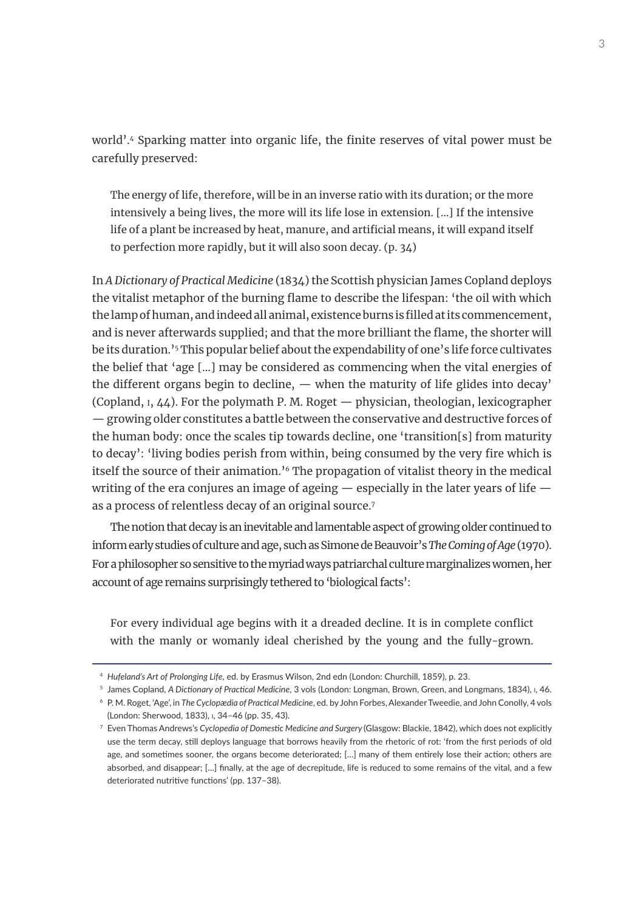world'.[4] Sparking matter into organic life, the finite reserves of vital power must be carefully preserved:

> The energy of life, therefore, will be in an inverse ratio with its duration; or the more intensively a being lives, the more will its life lose in extension. [...] If the intensive life of a plant be increased by heat, manure, and artificial means, it will expand itself to perfection more rapidly, but it will also soon decay. (p. 34)

In *A Dictionary of Practical Medicine* (1834) the Scottish physician James Copland deploys the vitalist metaphor of the burning flame to describe the lifespan: 'the oil with which the lamp of human, and indeed all animal, existence burns is filled at its commencement, and is never afterwards supplied; and that the more brilliant the flame, the shorter will be its duration.'[5] This popular belief about the expendability of one's life force cultivates the belief that 'age [...] may be considered as commencing when the vital energies of the different organs begin to decline, — when the maturity of life glides into decay' (Copland, I, 44). For the polymath P. M. Roget — physician, theologian, lexicographer — growing older constitutes a battle between the conservative and destructive forces of the human body: once the scales tip towards decline, one 'transition[s] from maturity to decay': 'living bodies perish from within, being consumed by the very fire which is itself the source of their animation.'[6] The propagation of vitalist theory in the medical writing of the era conjures an image of ageing — especially in the later years of life — as a process of relentless decay of an original source.[7]

The notion that decay is an inevitable and lamentable aspect of growing older continued to inform early studies of culture and age, such as Simone de Beauvoir's *The Coming of Age* (1970). For a philosopher so sensitive to the myriad ways patriarchal culture marginalizes women, her account of age remains surprisingly tethered to 'biological facts':

> For every individual age begins with it a dreaded decline. It is in complete conflict with the manly or womanly ideal cherished by the young and the fully-grown.

---

[4] *Hufeland's Art of Prolonging Life*, ed. by Erasmus Wilson, 2nd edn (London: Churchill, 1859), p. 23.

[5] James Copland, *A Dictionary of Practical Medicine*, 3 vols (London: Longman, Brown, Green, and Longmans, 1834), I, 46.

[6] P. M. Roget, 'Age', in *The Cyclopædia of Practical Medicine*, ed. by John Forbes, Alexander Tweedie, and John Conolly, 4 vols (London: Sherwood, 1833), I, 34–46 (pp. 35, 43).

[7] Even Thomas Andrews's *Cyclopedia of Domestic Medicine and Surgery* (Glasgow: Blackie, 1842), which does not explicitly use the term decay, still deploys language that borrows heavily from the rhetoric of rot: 'from the first periods of old age, and sometimes sooner, the organs become deteriorated; [...] many of them entirely lose their action; others are absorbed, and disappear; [...] finally, at the age of decrepitude, life is reduced to some remains of the vital, and a few deteriorated nutritive functions' (pp. 137–38).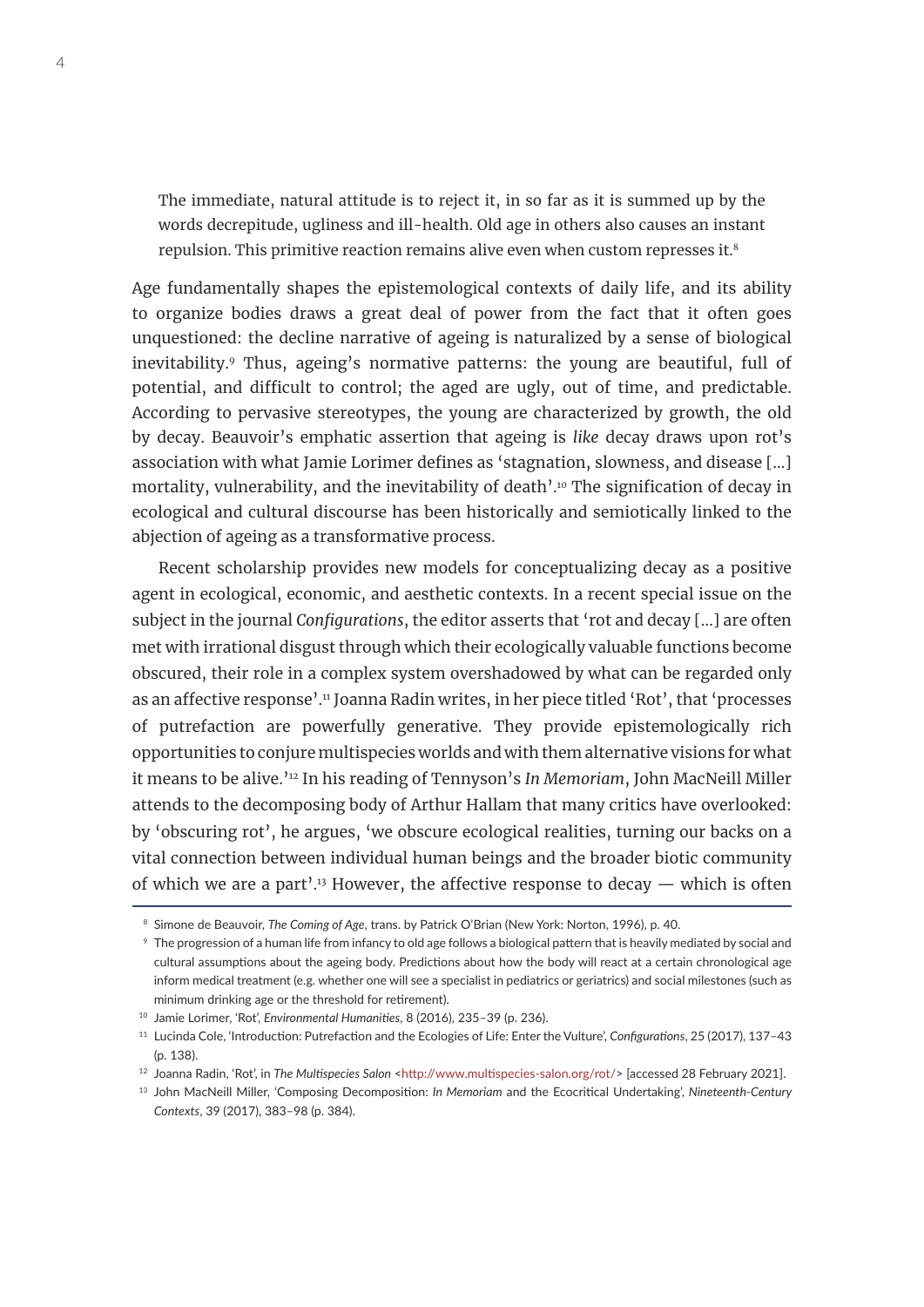> The immediate, natural attitude is to reject it, in so far as it is summed up by the words decrepitude, ugliness and ill-health. Old age in others also causes an instant repulsion. This primitive reaction remains alive even when custom represses it.[8]

Age fundamentally shapes the epistemological contexts of daily life, and its ability to organize bodies draws a great deal of power from the fact that it often goes unquestioned: the decline narrative of ageing is naturalized by a sense of biological inevitability.[9] Thus, ageing's normative patterns: the young are beautiful, full of potential, and difficult to control; the aged are ugly, out of time, and predictable. According to pervasive stereotypes, the young are characterized by growth, the old by decay. Beauvoir's emphatic assertion that ageing is *like* decay draws upon rot's association with what Jamie Lorimer defines as 'stagnation, slowness, and disease [...] mortality, vulnerability, and the inevitability of death'.[10] The signification of decay in ecological and cultural discourse has been historically and semiotically linked to the abjection of ageing as a transformative process.

Recent scholarship provides new models for conceptualizing decay as a positive agent in ecological, economic, and aesthetic contexts. In a recent special issue on the subject in the journal *Configurations*, the editor asserts that 'rot and decay [...] are often met with irrational disgust through which their ecologically valuable functions become obscured, their role in a complex system overshadowed by what can be regarded only as an affective response'.[11] Joanna Radin writes, in her piece titled 'Rot', that 'processes of putrefaction are powerfully generative. They provide epistemologically rich opportunities to conjure multispecies worlds and with them alternative visions for what it means to be alive.'[12] In his reading of Tennyson's *In Memoriam*, John MacNeill Miller attends to the decomposing body of Arthur Hallam that many critics have overlooked: by 'obscuring rot', he argues, 'we obscure ecological realities, turning our backs on a vital connection between individual human beings and the broader biotic community of which we are a part'.[13] However, the affective response to decay — which is often

---

[8] Simone de Beauvoir, *The Coming of Age*, trans. by Patrick O'Brian (New York: Norton, 1996), p. 40.

[9] The progression of a human life from infancy to old age follows a biological pattern that is heavily mediated by social and cultural assumptions about the ageing body. Predictions about how the body will react at a certain chronological age inform medical treatment (e.g. whether one will see a specialist in pediatrics or geriatrics) and social milestones (such as minimum drinking age or the threshold for retirement).

[10] Jamie Lorimer, 'Rot', *Environmental Humanities*, 8 (2016), 235–39 (p. 236).

[11] Lucinda Cole, 'Introduction: Putrefaction and the Ecologies of Life: Enter the Vulture', *Configurations*, 25 (2017), 137–43 (p. 138).

[12] Joanna Radin, 'Rot', in *The Multispecies Salon* <http://www.multispecies-salon.org/rot/> [accessed 28 February 2021].

[13] John MacNeill Miller, 'Composing Decomposition: *In Memoriam* and the Ecocritical Undertaking', *Nineteenth-Century Contexts*, 39 (2017), 383–98 (p. 384).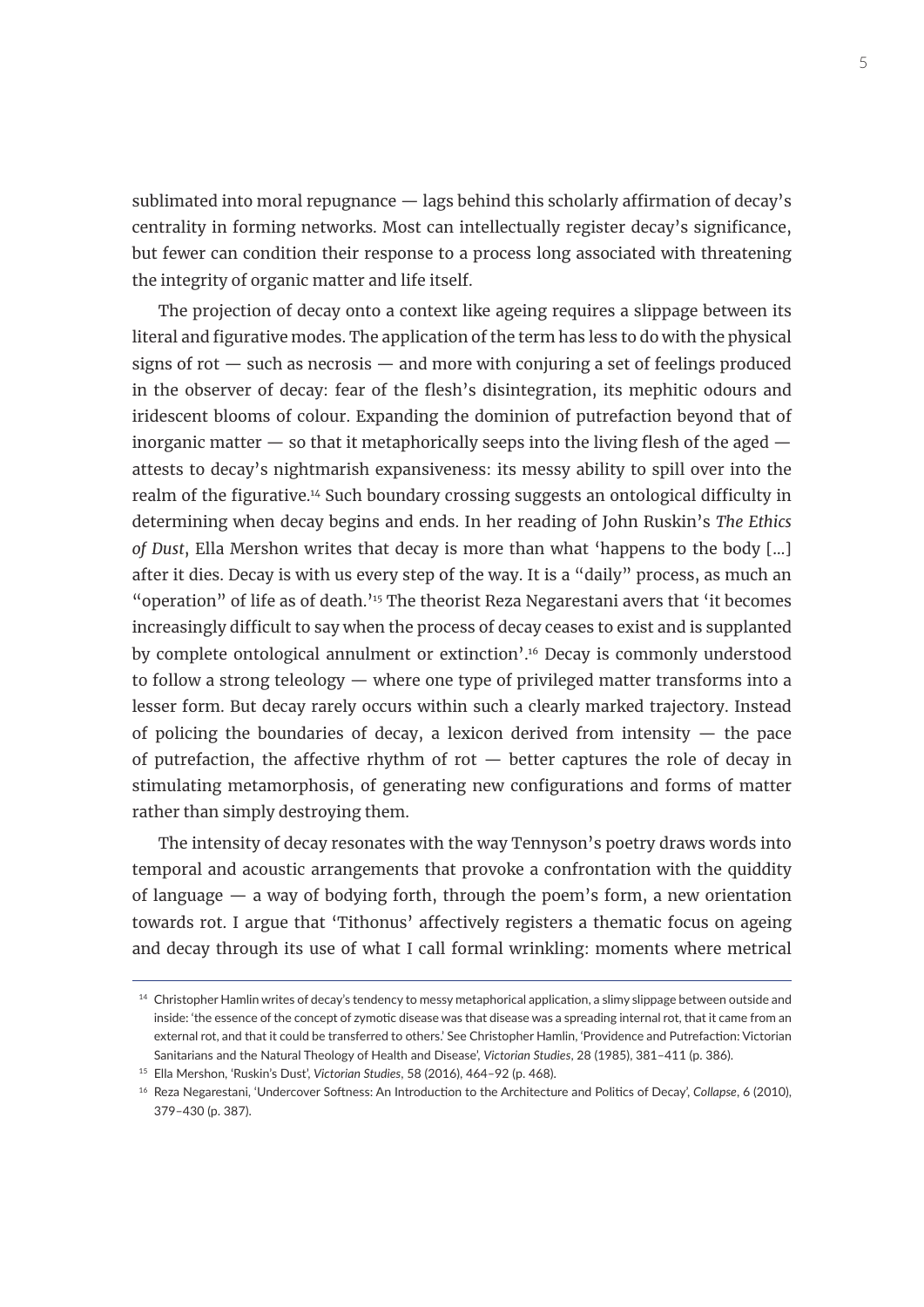sublimated into moral repugnance — lags behind this scholarly affirmation of decay's centrality in forming networks. Most can intellectually register decay's significance, but fewer can condition their response to a process long associated with threatening the integrity of organic matter and life itself.

The projection of decay onto a context like ageing requires a slippage between its literal and figurative modes. The application of the term has less to do with the physical signs of rot — such as necrosis — and more with conjuring a set of feelings produced in the observer of decay: fear of the flesh's disintegration, its mephitic odours and iridescent blooms of colour. Expanding the dominion of putrefaction beyond that of inorganic matter — so that it metaphorically seeps into the living flesh of the aged — attests to decay's nightmarish expansiveness: its messy ability to spill over into the realm of the figurative.[14] Such boundary crossing suggests an ontological difficulty in determining when decay begins and ends. In her reading of John Ruskin's *The Ethics of Dust*, Ella Mershon writes that decay is more than what 'happens to the body [...] after it dies. Decay is with us every step of the way. It is a "daily" process, as much an "operation" of life as of death.'[15] The theorist Reza Negarestani avers that 'it becomes increasingly difficult to say when the process of decay ceases to exist and is supplanted by complete ontological annulment or extinction'.[16] Decay is commonly understood to follow a strong teleology — where one type of privileged matter transforms into a lesser form. But decay rarely occurs within such a clearly marked trajectory. Instead of policing the boundaries of decay, a lexicon derived from intensity — the pace of putrefaction, the affective rhythm of rot — better captures the role of decay in stimulating metamorphosis, of generating new configurations and forms of matter rather than simply destroying them.

The intensity of decay resonates with the way Tennyson's poetry draws words into temporal and acoustic arrangements that provoke a confrontation with the quiddity of language — a way of bodying forth, through the poem's form, a new orientation towards rot. I argue that 'Tithonus' affectively registers a thematic focus on ageing and decay through its use of what I call formal wrinkling: moments where metrical

---

[14] Christopher Hamlin writes of decay's tendency to messy metaphorical application, a slimy slippage between outside and inside: 'the essence of the concept of zymotic disease was that disease was a spreading internal rot, that it came from an external rot, and that it could be transferred to others.' See Christopher Hamlin, 'Providence and Putrefaction: Victorian Sanitarians and the Natural Theology of Health and Disease', *Victorian Studies*, 28 (1985), 381–411 (p. 386).

[15] Ella Mershon, 'Ruskin's Dust', *Victorian Studies*, 58 (2016), 464–92 (p. 468).

[16] Reza Negarestani, 'Undercover Softness: An Introduction to the Architecture and Politics of Decay', *Collapse*, 6 (2010), 379–430 (p. 387).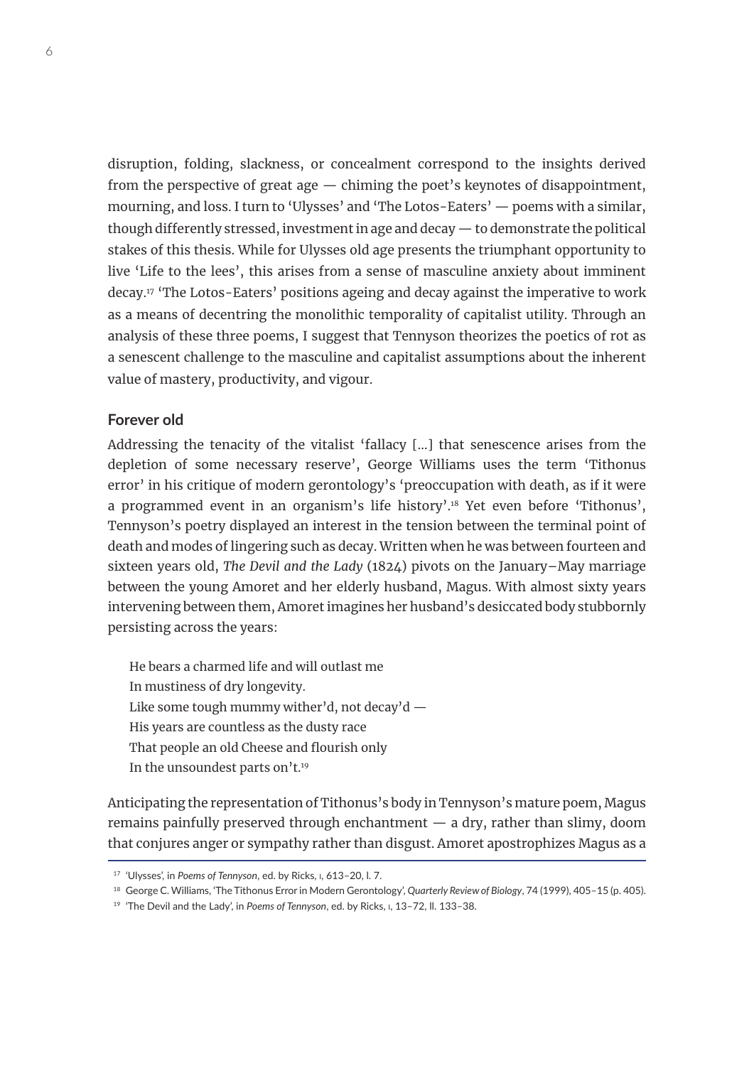disruption, folding, slackness, or concealment correspond to the insights derived from the perspective of great age — chiming the poet's keynotes of disappointment, mourning, and loss. I turn to 'Ulysses' and 'The Lotos-Eaters' — poems with a similar, though differently stressed, investment in age and decay — to demonstrate the political stakes of this thesis. While for Ulysses old age presents the triumphant opportunity to live 'Life to the lees', this arises from a sense of masculine anxiety about imminent decay.[17] 'The Lotos-Eaters' positions ageing and decay against the imperative to work as a means of decentring the monolithic temporality of capitalist utility. Through an analysis of these three poems, I suggest that Tennyson theorizes the poetics of rot as a senescent challenge to the masculine and capitalist assumptions about the inherent value of mastery, productivity, and vigour.

## Forever old

Addressing the tenacity of the vitalist 'fallacy [...] that senescence arises from the depletion of some necessary reserve', George Williams uses the term 'Tithonus error' in his critique of modern gerontology's 'preoccupation with death, as if it were a programmed event in an organism's life history'.[18] Yet even before 'Tithonus', Tennyson's poetry displayed an interest in the tension between the terminal point of death and modes of lingering such as decay. Written when he was between fourteen and sixteen years old, *The Devil and the Lady* (1824) pivots on the January–May marriage between the young Amoret and her elderly husband, Magus. With almost sixty years intervening between them, Amoret imagines her husband's desiccated body stubbornly persisting across the years:

> He bears a charmed life and will outlast me
> In mustiness of dry longevity.
> Like some tough mummy wither'd, not decay'd —
> His years are countless as the dusty race
> That people an old Cheese and flourish only
> In the unsoundest parts on't.[19]

Anticipating the representation of Tithonus's body in Tennyson's mature poem, Magus remains painfully preserved through enchantment — a dry, rather than slimy, doom that conjures anger or sympathy rather than disgust. Amoret apostrophizes Magus as a

---

[17] 'Ulysses', in *Poems of Tennyson*, ed. by Ricks, I, 613–20, l. 7.

[18] George C. Williams, 'The Tithonus Error in Modern Gerontology', *Quarterly Review of Biology*, 74 (1999), 405–15 (p. 405).

[19] 'The Devil and the Lady', in *Poems of Tennyson*, ed. by Ricks, I, 13–72, ll. 133–38.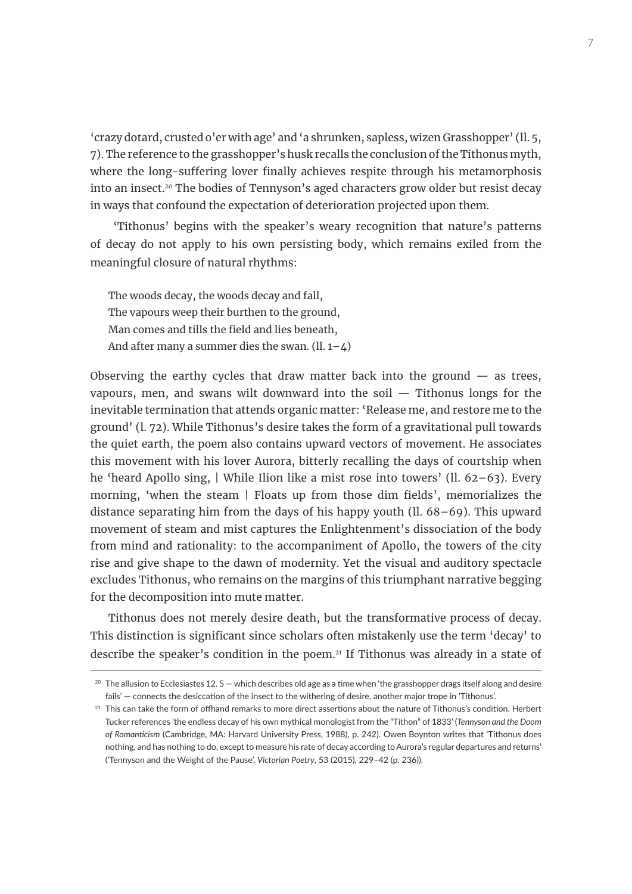'crazy dotard, crusted o'er with age' and 'a shrunken, sapless, wizen Grasshopper' (ll. 5, 7). The reference to the grasshopper's husk recalls the conclusion of the Tithonus myth, where the long-suffering lover finally achieves respite through his metamorphosis into an insect.[20] The bodies of Tennyson's aged characters grow older but resist decay in ways that confound the expectation of deterioration projected upon them.

'Tithonus' begins with the speaker's weary recognition that nature's patterns of decay do not apply to his own persisting body, which remains exiled from the meaningful closure of natural rhythms:

> The woods decay, the woods decay and fall,
> The vapours weep their burthen to the ground,
> Man comes and tills the field and lies beneath,
> And after many a summer dies the swan. (ll. 1–4)

Observing the earthy cycles that draw matter back into the ground — as trees, vapours, men, and swans wilt downward into the soil — Tithonus longs for the inevitable termination that attends organic matter: 'Release me, and restore me to the ground' (l. 72). While Tithonus's desire takes the form of a gravitational pull towards the quiet earth, the poem also contains upward vectors of movement. He associates this movement with his lover Aurora, bitterly recalling the days of courtship when he 'heard Apollo sing, | While Ilion like a mist rose into towers' (ll. 62–63). Every morning, 'when the steam | Floats up from those dim fields', memorializes the distance separating him from the days of his happy youth (ll. 68–69). This upward movement of steam and mist captures the Enlightenment's dissociation of the body from mind and rationality: to the accompaniment of Apollo, the towers of the city rise and give shape to the dawn of modernity. Yet the visual and auditory spectacle excludes Tithonus, who remains on the margins of this triumphant narrative begging for the decomposition into mute matter.

Tithonus does not merely desire death, but the transformative process of decay. This distinction is significant since scholars often mistakenly use the term 'decay' to describe the speaker's condition in the poem.[21] If Tithonus was already in a state of

---

[20] The allusion to Ecclesiastes 12. 5 — which describes old age as a time when 'the grasshopper drags itself along and desire fails' — connects the desiccation of the insect to the withering of desire, another major trope in 'Tithonus'.

[21] This can take the form of offhand remarks to more direct assertions about the nature of Tithonus's condition. Herbert Tucker references 'the endless decay of his own mythical monologist from the "Tithon" of 1833' (*Tennyson and the Doom of Romanticism* (Cambridge, MA: Harvard University Press, 1988), p. 242). Owen Boynton writes that 'Tithonus does nothing, and has nothing to do, except to measure his rate of decay according to Aurora's regular departures and returns' ('Tennyson and the Weight of the Pause', *Victorian Poetry*, 53 (2015), 229–42 (p. 236)).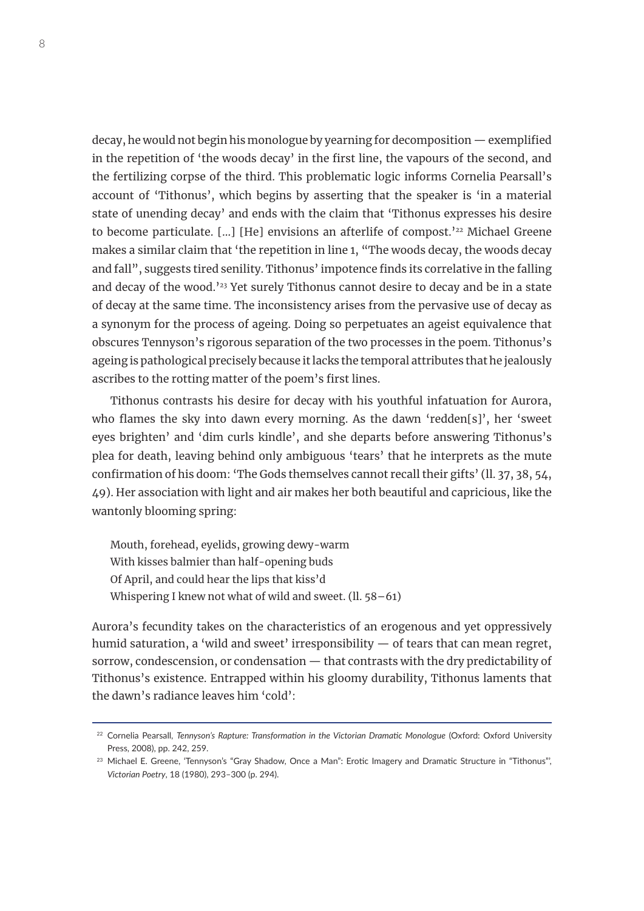decay, he would not begin his monologue by yearning for decomposition — exemplified in the repetition of 'the woods decay' in the first line, the vapours of the second, and the fertilizing corpse of the third. This problematic logic informs Cornelia Pearsall's account of 'Tithonus', which begins by asserting that the speaker is 'in a material state of unending decay' and ends with the claim that 'Tithonus expresses his desire to become particulate. [...] [He] envisions an afterlife of compost.'[22] Michael Greene makes a similar claim that 'the repetition in line 1, "The woods decay, the woods decay and fall", suggests tired senility. Tithonus' impotence finds its correlative in the falling and decay of the wood.'[23] Yet surely Tithonus cannot desire to decay and be in a state of decay at the same time. The inconsistency arises from the pervasive use of decay as a synonym for the process of ageing. Doing so perpetuates an ageist equivalence that obscures Tennyson's rigorous separation of the two processes in the poem. Tithonus's ageing is pathological precisely because it lacks the temporal attributes that he jealously ascribes to the rotting matter of the poem's first lines.

Tithonus contrasts his desire for decay with his youthful infatuation for Aurora, who flames the sky into dawn every morning. As the dawn 'redden[s]', her 'sweet eyes brighten' and 'dim curls kindle', and she departs before answering Tithonus's plea for death, leaving behind only ambiguous 'tears' that he interprets as the mute confirmation of his doom: 'The Gods themselves cannot recall their gifts' (ll. 37, 38, 54, 49). Her association with light and air makes her both beautiful and capricious, like the wantonly blooming spring:

> Mouth, forehead, eyelids, growing dewy-warm
> With kisses balmier than half-opening buds
> Of April, and could hear the lips that kiss'd
> Whispering I knew not what of wild and sweet. (ll. 58–61)

Aurora's fecundity takes on the characteristics of an erogenous and yet oppressively humid saturation, a 'wild and sweet' irresponsibility — of tears that can mean regret, sorrow, condescension, or condensation — that contrasts with the dry predictability of Tithonus's existence. Entrapped within his gloomy durability, Tithonus laments that the dawn's radiance leaves him 'cold':

---

[22] Cornelia Pearsall, *Tennyson's Rapture: Transformation in the Victorian Dramatic Monologue* (Oxford: Oxford University Press, 2008), pp. 242, 259.

[23] Michael E. Greene, 'Tennyson's "Gray Shadow, Once a Man": Erotic Imagery and Dramatic Structure in "Tithonus"', *Victorian Poetry*, 18 (1980), 293–300 (p. 294).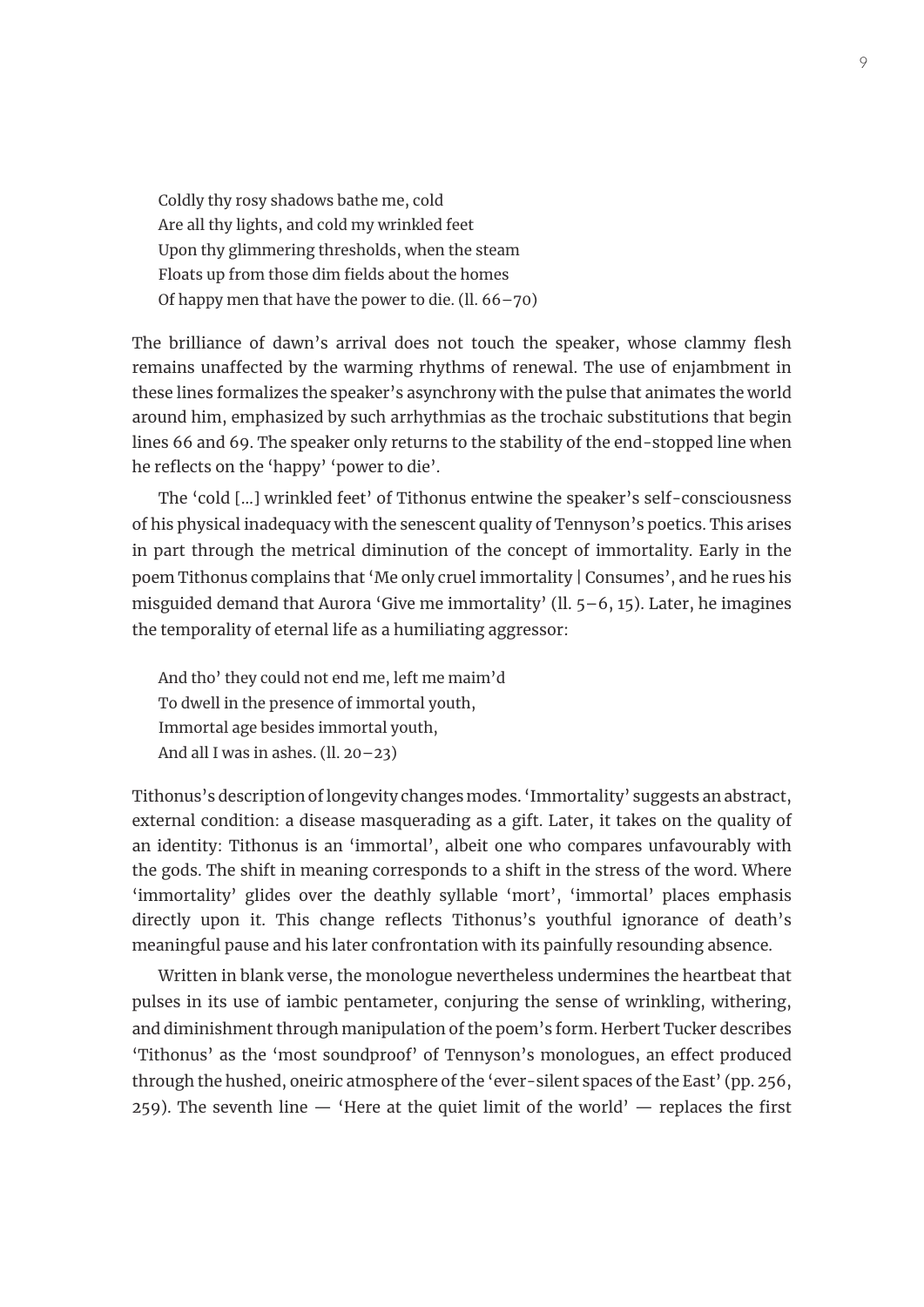> Coldly thy rosy shadows bathe me, cold
> Are all thy lights, and cold my wrinkled feet
> Upon thy glimmering thresholds, when the steam
> Floats up from those dim fields about the homes
> Of happy men that have the power to die. (ll. 66–70)

The brilliance of dawn's arrival does not touch the speaker, whose clammy flesh remains unaffected by the warming rhythms of renewal. The use of enjambment in these lines formalizes the speaker's asynchrony with the pulse that animates the world around him, emphasized by such arrhythmias as the trochaic substitutions that begin lines 66 and 69. The speaker only returns to the stability of the end-stopped line when he reflects on the 'happy' 'power to die'.

The 'cold […] wrinkled feet' of Tithonus entwine the speaker's self-consciousness of his physical inadequacy with the senescent quality of Tennyson's poetics. This arises in part through the metrical diminution of the concept of immortality. Early in the poem Tithonus complains that 'Me only cruel immortality | Consumes', and he rues his misguided demand that Aurora 'Give me immortality' (ll. 5–6, 15). Later, he imagines the temporality of eternal life as a humiliating aggressor:

> And tho' they could not end me, left me maim'd
> To dwell in the presence of immortal youth,
> Immortal age besides immortal youth,
> And all I was in ashes. (ll. 20–23)

Tithonus's description of longevity changes modes. 'Immortality' suggests an abstract, external condition: a disease masquerading as a gift. Later, it takes on the quality of an identity: Tithonus is an 'immortal', albeit one who compares unfavourably with the gods. The shift in meaning corresponds to a shift in the stress of the word. Where 'immortality' glides over the deathly syllable 'mort', 'immortal' places emphasis directly upon it. This change reflects Tithonus's youthful ignorance of death's meaningful pause and his later confrontation with its painfully resounding absence.

Written in blank verse, the monologue nevertheless undermines the heartbeat that pulses in its use of iambic pentameter, conjuring the sense of wrinkling, withering, and diminishment through manipulation of the poem's form. Herbert Tucker describes 'Tithonus' as the 'most soundproof' of Tennyson's monologues, an effect produced through the hushed, oneiric atmosphere of the 'ever-silent spaces of the East' (pp. 256, 259). The seventh line — 'Here at the quiet limit of the world' — replaces the first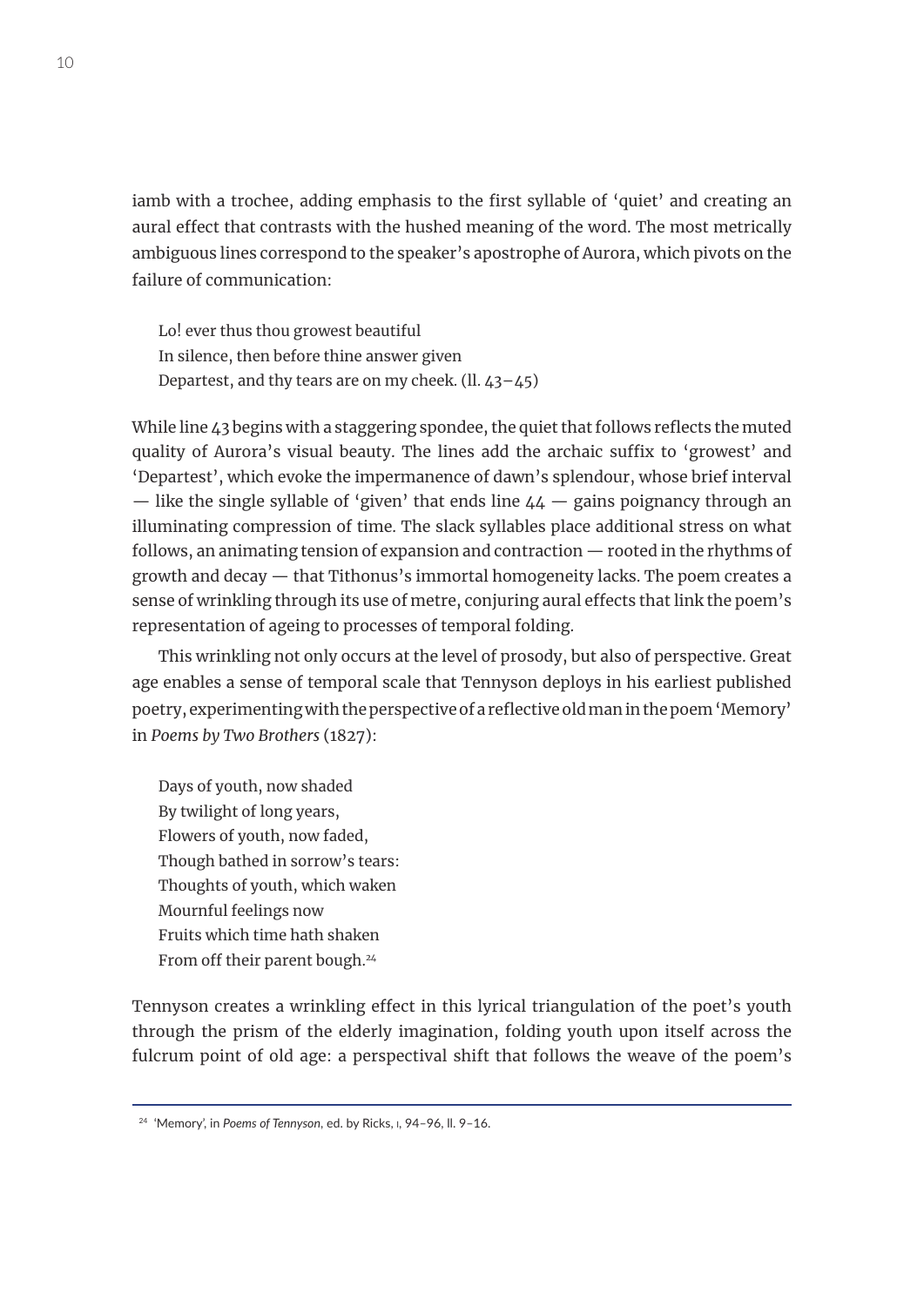iamb with a trochee, adding emphasis to the first syllable of 'quiet' and creating an aural effect that contrasts with the hushed meaning of the word. The most metrically ambiguous lines correspond to the speaker's apostrophe of Aurora, which pivots on the failure of communication:

> Lo! ever thus thou growest beautiful
> In silence, then before thine answer given
> Departest, and thy tears are on my cheek. (ll. 43–45)

While line 43 begins with a staggering spondee, the quiet that follows reflects the muted quality of Aurora's visual beauty. The lines add the archaic suffix to 'growest' and 'Departest', which evoke the impermanence of dawn's splendour, whose brief interval — like the single syllable of 'given' that ends line 44 — gains poignancy through an illuminating compression of time. The slack syllables place additional stress on what follows, an animating tension of expansion and contraction — rooted in the rhythms of growth and decay — that Tithonus's immortal homogeneity lacks. The poem creates a sense of wrinkling through its use of metre, conjuring aural effects that link the poem's representation of ageing to processes of temporal folding.

This wrinkling not only occurs at the level of prosody, but also of perspective. Great age enables a sense of temporal scale that Tennyson deploys in his earliest published poetry, experimenting with the perspective of a reflective old man in the poem 'Memory' in *Poems by Two Brothers* (1827):

> Days of youth, now shaded
> By twilight of long years,
> Flowers of youth, now faded,
> Though bathed in sorrow's tears:
> Thoughts of youth, which waken
> Mournful feelings now
> Fruits which time hath shaken
> From off their parent bough.[24]

Tennyson creates a wrinkling effect in this lyrical triangulation of the poet's youth through the prism of the elderly imagination, folding youth upon itself across the fulcrum point of old age: a perspectival shift that follows the weave of the poem's

[24] 'Memory', in *Poems of Tennyson*, ed. by Ricks, I, 94–96, ll. 9–16.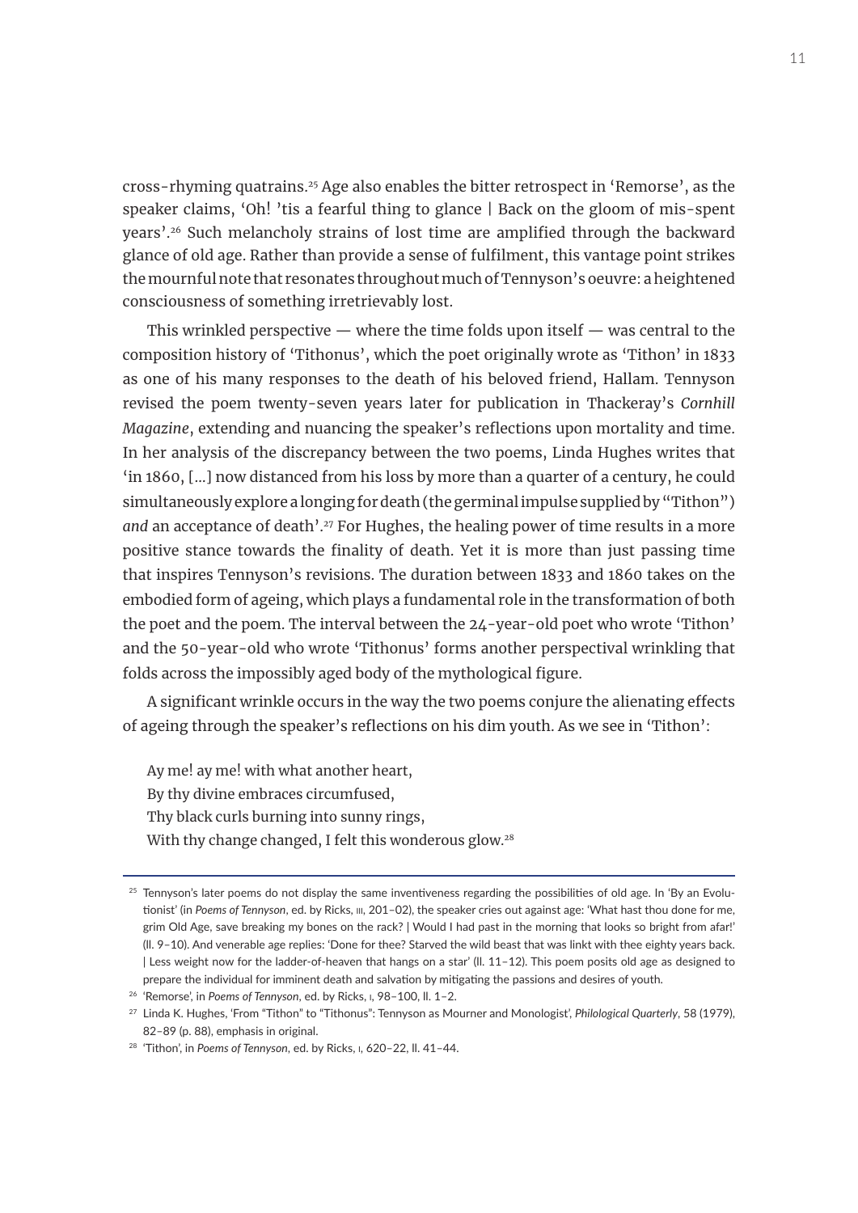cross-rhyming quatrains.[25] Age also enables the bitter retrospect in 'Remorse', as the speaker claims, 'Oh! 'tis a fearful thing to glance | Back on the gloom of mis-spent years'.[26] Such melancholy strains of lost time are amplified through the backward glance of old age. Rather than provide a sense of fulfilment, this vantage point strikes the mournful note that resonates throughout much of Tennyson's oeuvre: a heightened consciousness of something irretrievably lost.

This wrinkled perspective — where the time folds upon itself — was central to the composition history of 'Tithonus', which the poet originally wrote as 'Tithon' in 1833 as one of his many responses to the death of his beloved friend, Hallam. Tennyson revised the poem twenty-seven years later for publication in Thackeray's *Cornhill Magazine*, extending and nuancing the speaker's reflections upon mortality and time. In her analysis of the discrepancy between the two poems, Linda Hughes writes that 'in 1860, [...] now distanced from his loss by more than a quarter of a century, he could simultaneously explore a longing for death (the germinal impulse supplied by "Tithon") *and* an acceptance of death'.[27] For Hughes, the healing power of time results in a more positive stance towards the finality of death. Yet it is more than just passing time that inspires Tennyson's revisions. The duration between 1833 and 1860 takes on the embodied form of ageing, which plays a fundamental role in the transformation of both the poet and the poem. The interval between the 24-year-old poet who wrote 'Tithon' and the 50-year-old who wrote 'Tithonus' forms another perspectival wrinkling that folds across the impossibly aged body of the mythological figure.

A significant wrinkle occurs in the way the two poems conjure the alienating effects of ageing through the speaker's reflections on his dim youth. As we see in 'Tithon':

> Ay me! ay me! with what another heart,
> By thy divine embraces circumfused,
> Thy black curls burning into sunny rings,
> With thy change changed, I felt this wonderous glow.[28]

---

[25] Tennyson's later poems do not display the same inventiveness regarding the possibilities of old age. In 'By an Evolutionist' (in *Poems of Tennyson*, ed. by Ricks, III, 201–02), the speaker cries out against age: 'What hast thou done for me, grim Old Age, save breaking my bones on the rack? | Would I had past in the morning that looks so bright from afar!' (ll. 9–10). And venerable age replies: 'Done for thee? Starved the wild beast that was linkt with thee eighty years back. | Less weight now for the ladder-of-heaven that hangs on a star' (ll. 11–12). This poem posits old age as designed to prepare the individual for imminent death and salvation by mitigating the passions and desires of youth.

[26] 'Remorse', in *Poems of Tennyson*, ed. by Ricks, I, 98–100, ll. 1–2.

[27] Linda K. Hughes, 'From "Tithon" to "Tithonus": Tennyson as Mourner and Monologist', *Philological Quarterly*, 58 (1979), 82–89 (p. 88), emphasis in original.

[28] 'Tithon', in *Poems of Tennyson*, ed. by Ricks, I, 620–22, ll. 41–44.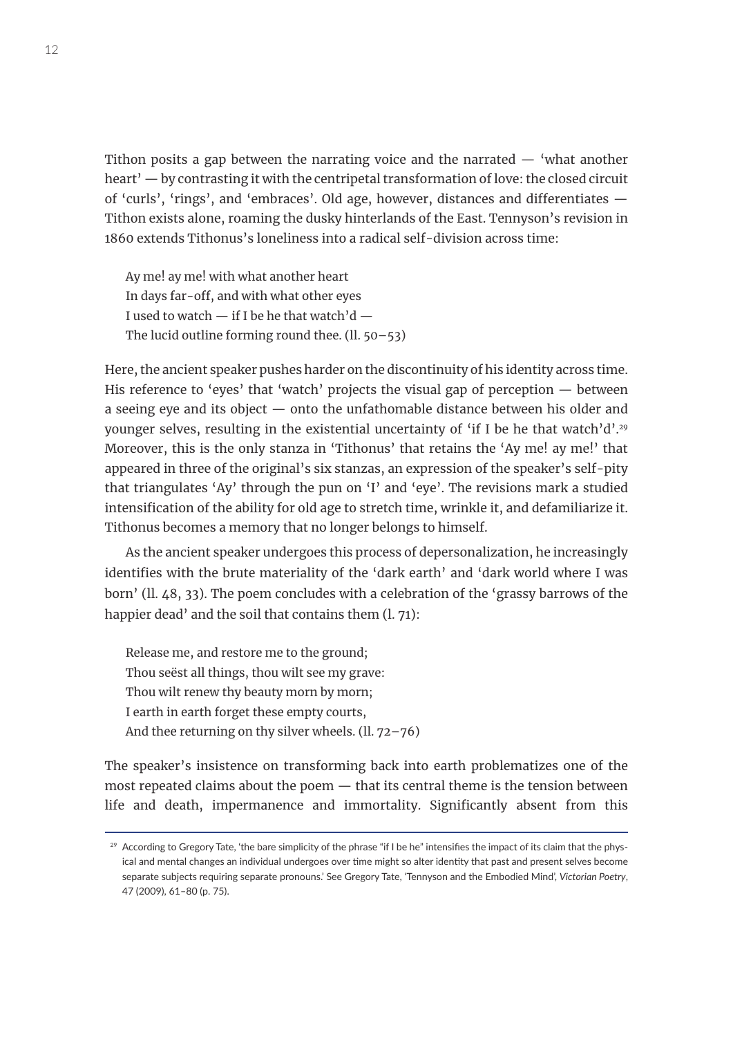Tithon posits a gap between the narrating voice and the narrated — 'what another heart' — by contrasting it with the centripetal transformation of love: the closed circuit of 'curls', 'rings', and 'embraces'. Old age, however, distances and differentiates — Tithon exists alone, roaming the dusky hinterlands of the East. Tennyson's revision in 1860 extends Tithonus's loneliness into a radical self-division across time:

> Ay me! ay me! with what another heart
> In days far-off, and with what other eyes
> I used to watch — if I be he that watch'd —
> The lucid outline forming round thee. (ll. 50–53)

Here, the ancient speaker pushes harder on the discontinuity of his identity across time. His reference to 'eyes' that 'watch' projects the visual gap of perception — between a seeing eye and its object — onto the unfathomable distance between his older and younger selves, resulting in the existential uncertainty of 'if I be he that watch'd'.[29] Moreover, this is the only stanza in 'Tithonus' that retains the 'Ay me! ay me!' that appeared in three of the original's six stanzas, an expression of the speaker's self-pity that triangulates 'Ay' through the pun on 'I' and 'eye'. The revisions mark a studied intensification of the ability for old age to stretch time, wrinkle it, and defamiliarize it. Tithonus becomes a memory that no longer belongs to himself.

As the ancient speaker undergoes this process of depersonalization, he increasingly identifies with the brute materiality of the 'dark earth' and 'dark world where I was born' (ll. 48, 33). The poem concludes with a celebration of the 'grassy barrows of the happier dead' and the soil that contains them (l. 71):

> Release me, and restore me to the ground;
> Thou seëst all things, thou wilt see my grave:
> Thou wilt renew thy beauty morn by morn;
> I earth in earth forget these empty courts,
> And thee returning on thy silver wheels. (ll. 72–76)

The speaker's insistence on transforming back into earth problematizes one of the most repeated claims about the poem — that its central theme is the tension between life and death, impermanence and immortality. Significantly absent from this

---

[29] According to Gregory Tate, 'the bare simplicity of the phrase "if I be he" intensifies the impact of its claim that the physical and mental changes an individual undergoes over time might so alter identity that past and present selves become separate subjects requiring separate pronouns.' See Gregory Tate, 'Tennyson and the Embodied Mind', *Victorian Poetry*, 47 (2009), 61–80 (p. 75).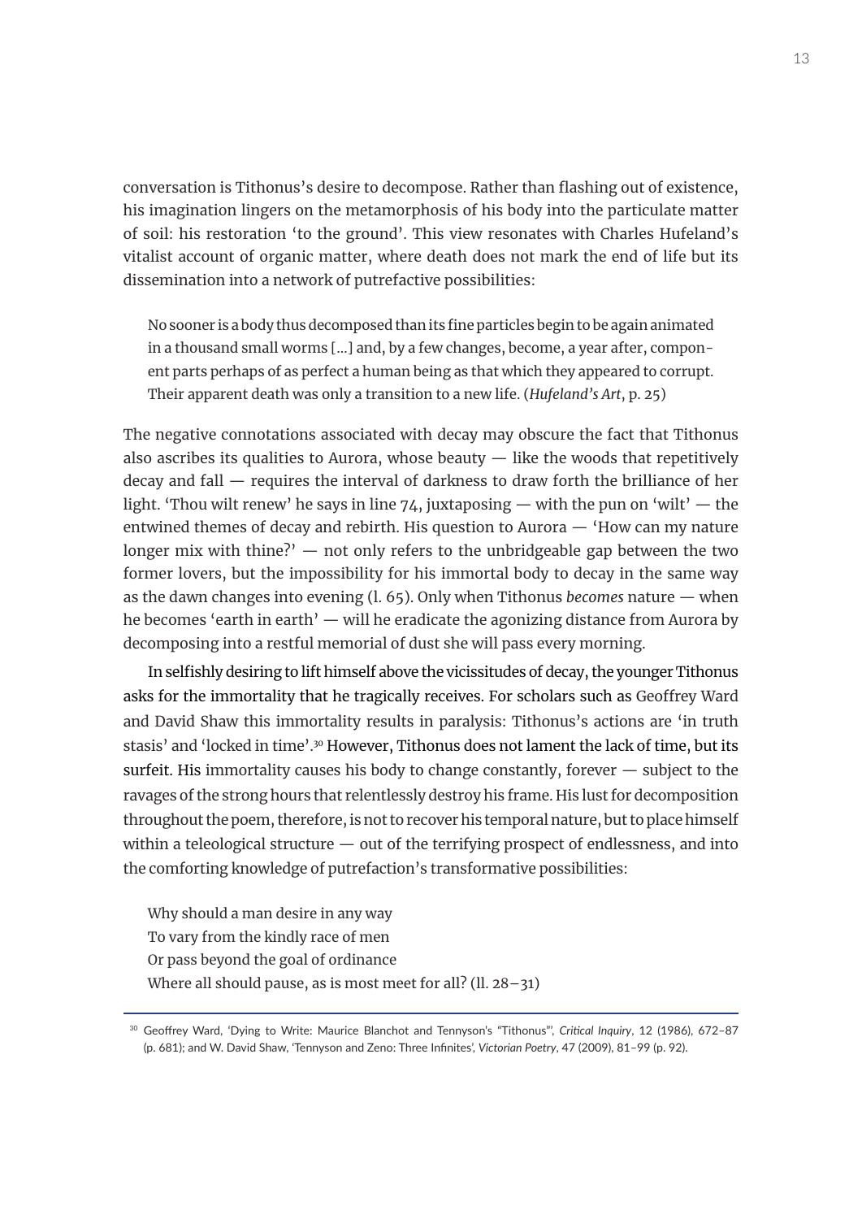conversation is Tithonus's desire to decompose. Rather than flashing out of existence, his imagination lingers on the metamorphosis of his body into the particulate matter of soil: his restoration 'to the ground'. This view resonates with Charles Hufeland's vitalist account of organic matter, where death does not mark the end of life but its dissemination into a network of putrefactive possibilities:

> No sooner is a body thus decomposed than its fine particles begin to be again animated in a thousand small worms [...] and, by a few changes, become, a year after, component parts perhaps of as perfect a human being as that which they appeared to corrupt. Their apparent death was only a transition to a new life. (*Hufeland's Art*, p. 25)

The negative connotations associated with decay may obscure the fact that Tithonus also ascribes its qualities to Aurora, whose beauty — like the woods that repetitively decay and fall — requires the interval of darkness to draw forth the brilliance of her light. 'Thou wilt renew' he says in line 74, juxtaposing — with the pun on 'wilt' — the entwined themes of decay and rebirth. His question to Aurora — 'How can my nature longer mix with thine?' — not only refers to the unbridgeable gap between the two former lovers, but the impossibility for his immortal body to decay in the same way as the dawn changes into evening (l. 65). Only when Tithonus *becomes* nature — when he becomes 'earth in earth' — will he eradicate the agonizing distance from Aurora by decomposing into a restful memorial of dust she will pass every morning.

In selfishly desiring to lift himself above the vicissitudes of decay, the younger Tithonus asks for the immortality that he tragically receives. For scholars such as Geoffrey Ward and David Shaw this immortality results in paralysis: Tithonus's actions are 'in truth stasis' and 'locked in time'.[30] However, Tithonus does not lament the lack of time, but its surfeit. His immortality causes his body to change constantly, forever — subject to the ravages of the strong hours that relentlessly destroy his frame. His lust for decomposition throughout the poem, therefore, is not to recover his temporal nature, but to place himself within a teleological structure — out of the terrifying prospect of endlessness, and into the comforting knowledge of putrefaction's transformative possibilities:

> Why should a man desire in any way
> To vary from the kindly race of men
> Or pass beyond the goal of ordinance
> Where all should pause, as is most meet for all? (ll. 28–31)

---

[30] Geoffrey Ward, 'Dying to Write: Maurice Blanchot and Tennyson's "Tithonus"', *Critical Inquiry*, 12 (1986), 672–87 (p. 681); and W. David Shaw, 'Tennyson and Zeno: Three Infinites', *Victorian Poetry*, 47 (2009), 81–99 (p. 92).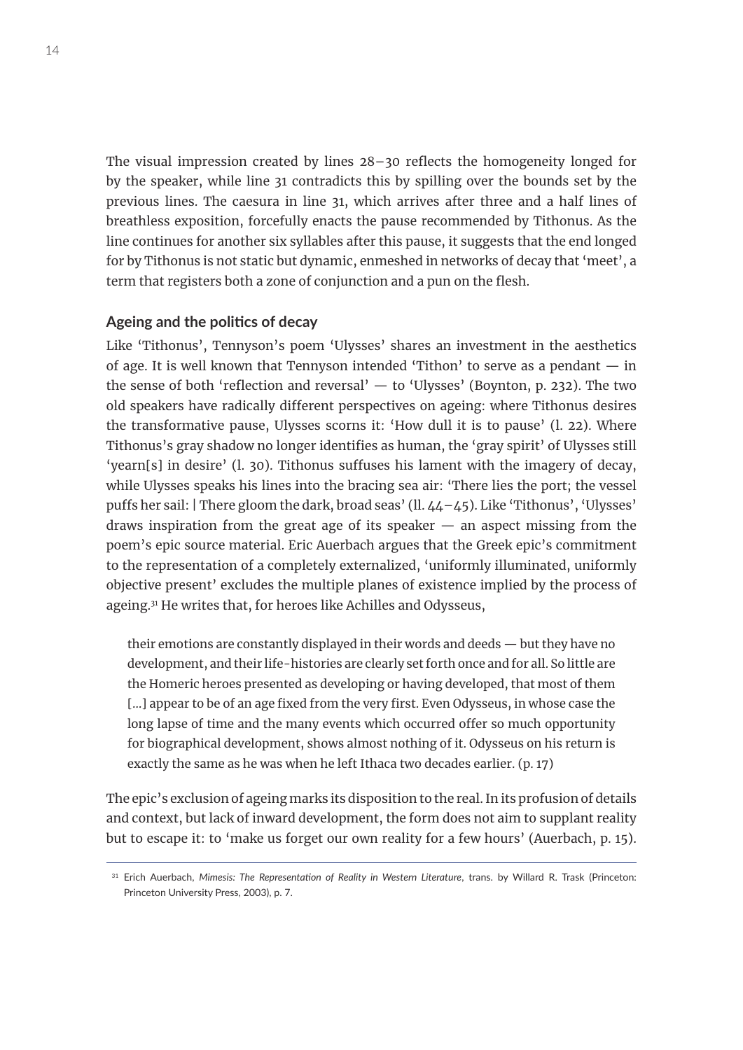The visual impression created by lines 28–30 reflects the homogeneity longed for by the speaker, while line 31 contradicts this by spilling over the bounds set by the previous lines. The caesura in line 31, which arrives after three and a half lines of breathless exposition, forcefully enacts the pause recommended by Tithonus. As the line continues for another six syllables after this pause, it suggests that the end longed for by Tithonus is not static but dynamic, enmeshed in networks of decay that 'meet', a term that registers both a zone of conjunction and a pun on the flesh.

### Ageing and the politics of decay

Like 'Tithonus', Tennyson's poem 'Ulysses' shares an investment in the aesthetics of age. It is well known that Tennyson intended 'Tithon' to serve as a pendant — in the sense of both 'reflection and reversal' — to 'Ulysses' (Boynton, p. 232). The two old speakers have radically different perspectives on ageing: where Tithonus desires the transformative pause, Ulysses scorns it: 'How dull it is to pause' (l. 22). Where Tithonus's gray shadow no longer identifies as human, the 'gray spirit' of Ulysses still 'yearn[s] in desire' (l. 30). Tithonus suffuses his lament with the imagery of decay, while Ulysses speaks his lines into the bracing sea air: 'There lies the port; the vessel puffs her sail: | There gloom the dark, broad seas' (ll. 44–45). Like 'Tithonus', 'Ulysses' draws inspiration from the great age of its speaker — an aspect missing from the poem's epic source material. Eric Auerbach argues that the Greek epic's commitment to the representation of a completely externalized, 'uniformly illuminated, uniformly objective present' excludes the multiple planes of existence implied by the process of ageing.[31] He writes that, for heroes like Achilles and Odysseus,

> their emotions are constantly displayed in their words and deeds — but they have no development, and their life-histories are clearly set forth once and for all. So little are the Homeric heroes presented as developing or having developed, that most of them [...] appear to be of an age fixed from the very first. Even Odysseus, in whose case the long lapse of time and the many events which occurred offer so much opportunity for biographical development, shows almost nothing of it. Odysseus on his return is exactly the same as he was when he left Ithaca two decades earlier. (p. 17)

The epic's exclusion of ageing marks its disposition to the real. In its profusion of details and context, but lack of inward development, the form does not aim to supplant reality but to escape it: to 'make us forget our own reality for a few hours' (Auerbach, p. 15).

---

[31] Erich Auerbach, *Mimesis: The Representation of Reality in Western Literature*, trans. by Willard R. Trask (Princeton: Princeton University Press, 2003), p. 7.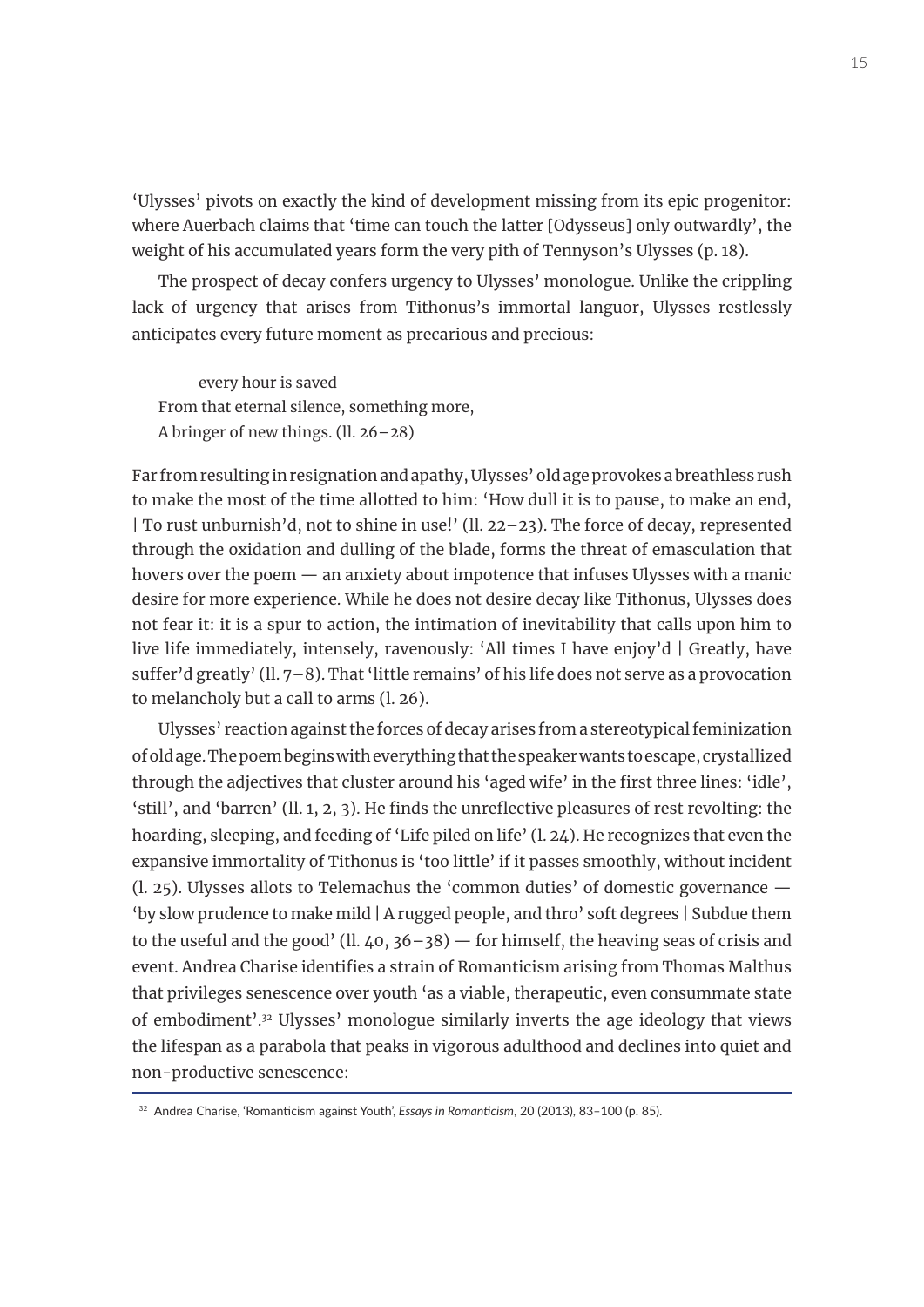'Ulysses' pivots on exactly the kind of development missing from its epic progenitor: where Auerbach claims that 'time can touch the latter [Odysseus] only outwardly', the weight of his accumulated years form the very pith of Tennyson's Ulysses (p. 18).

The prospect of decay confers urgency to Ulysses' monologue. Unlike the crippling lack of urgency that arises from Tithonus's immortal languor, Ulysses restlessly anticipates every future moment as precarious and precious:

> every hour is saved
> From that eternal silence, something more,
> A bringer of new things. (ll. 26–28)

Far from resulting in resignation and apathy, Ulysses' old age provokes a breathless rush to make the most of the time allotted to him: 'How dull it is to pause, to make an end, | To rust unburnish'd, not to shine in use!' (ll. 22–23). The force of decay, represented through the oxidation and dulling of the blade, forms the threat of emasculation that hovers over the poem — an anxiety about impotence that infuses Ulysses with a manic desire for more experience. While he does not desire decay like Tithonus, Ulysses does not fear it: it is a spur to action, the intimation of inevitability that calls upon him to live life immediately, intensely, ravenously: 'All times I have enjoy'd | Greatly, have suffer'd greatly' (ll. 7–8). That 'little remains' of his life does not serve as a provocation to melancholy but a call to arms (l. 26).

Ulysses' reaction against the forces of decay arises from a stereotypical feminization of old age. The poem begins with everything that the speaker wants to escape, crystallized through the adjectives that cluster around his 'aged wife' in the first three lines: 'idle', 'still', and 'barren' (ll. 1, 2, 3). He finds the unreflective pleasures of rest revolting: the hoarding, sleeping, and feeding of 'Life piled on life' (l. 24). He recognizes that even the expansive immortality of Tithonus is 'too little' if it passes smoothly, without incident (l. 25). Ulysses allots to Telemachus the 'common duties' of domestic governance — 'by slow prudence to make mild | A rugged people, and thro' soft degrees | Subdue them to the useful and the good' (ll. 40, 36–38) — for himself, the heaving seas of crisis and event. Andrea Charise identifies a strain of Romanticism arising from Thomas Malthus that privileges senescence over youth 'as a viable, therapeutic, even consummate state of embodiment'.[32] Ulysses' monologue similarly inverts the age ideology that views the lifespan as a parabola that peaks in vigorous adulthood and declines into quiet and non-productive senescence:

---

[32] Andrea Charise, 'Romanticism against Youth', *Essays in Romanticism*, 20 (2013), 83–100 (p. 85).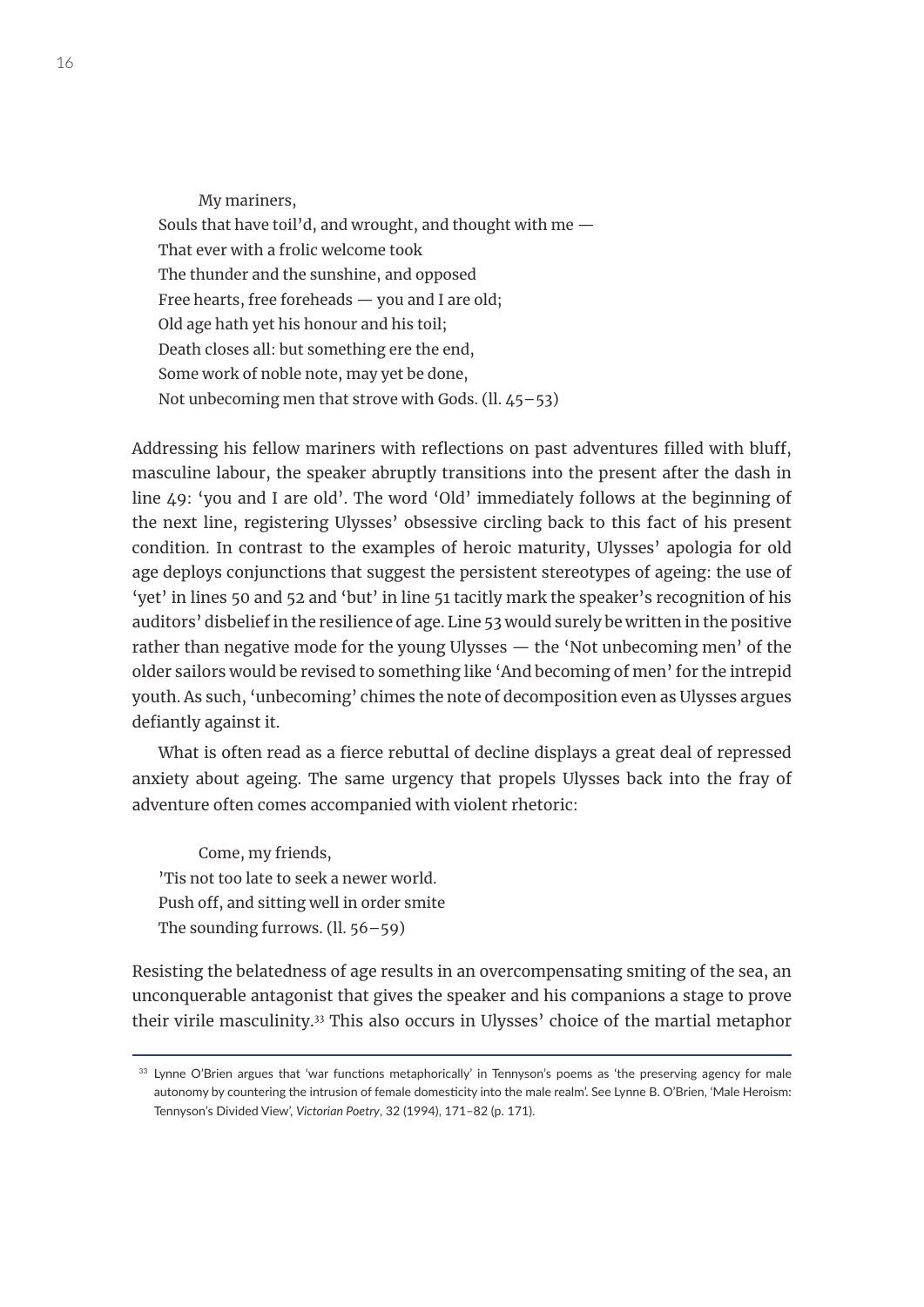> My mariners,
> Souls that have toil'd, and wrought, and thought with me —
> That ever with a frolic welcome took
> The thunder and the sunshine, and opposed
> Free hearts, free foreheads — you and I are old;
> Old age hath yet his honour and his toil;
> Death closes all: but something ere the end,
> Some work of noble note, may yet be done,
> Not unbecoming men that strove with Gods. (ll. 45–53)

Addressing his fellow mariners with reflections on past adventures filled with bluff, masculine labour, the speaker abruptly transitions into the present after the dash in line 49: 'you and I are old'. The word 'Old' immediately follows at the beginning of the next line, registering Ulysses' obsessive circling back to this fact of his present condition. In contrast to the examples of heroic maturity, Ulysses' apologia for old age deploys conjunctions that suggest the persistent stereotypes of ageing: the use of 'yet' in lines 50 and 52 and 'but' in line 51 tacitly mark the speaker's recognition of his auditors' disbelief in the resilience of age. Line 53 would surely be written in the positive rather than negative mode for the young Ulysses — the 'Not unbecoming men' of the older sailors would be revised to something like 'And becoming of men' for the intrepid youth. As such, 'unbecoming' chimes the note of decomposition even as Ulysses argues defiantly against it.

What is often read as a fierce rebuttal of decline displays a great deal of repressed anxiety about ageing. The same urgency that propels Ulysses back into the fray of adventure often comes accompanied with violent rhetoric:

> Come, my friends,
> 'Tis not too late to seek a newer world.
> Push off, and sitting well in order smite
> The sounding furrows. (ll. 56–59)

Resisting the belatedness of age results in an overcompensating smiting of the sea, an unconquerable antagonist that gives the speaker and his companions a stage to prove their virile masculinity.[33] This also occurs in Ulysses' choice of the martial metaphor

[33] Lynne O'Brien argues that 'war functions metaphorically' in Tennyson's poems as 'the preserving agency for male autonomy by countering the intrusion of female domesticity into the male realm'. See Lynne B. O'Brien, 'Male Heroism: Tennyson's Divided View', *Victorian Poetry*, 32 (1994), 171–82 (p. 171).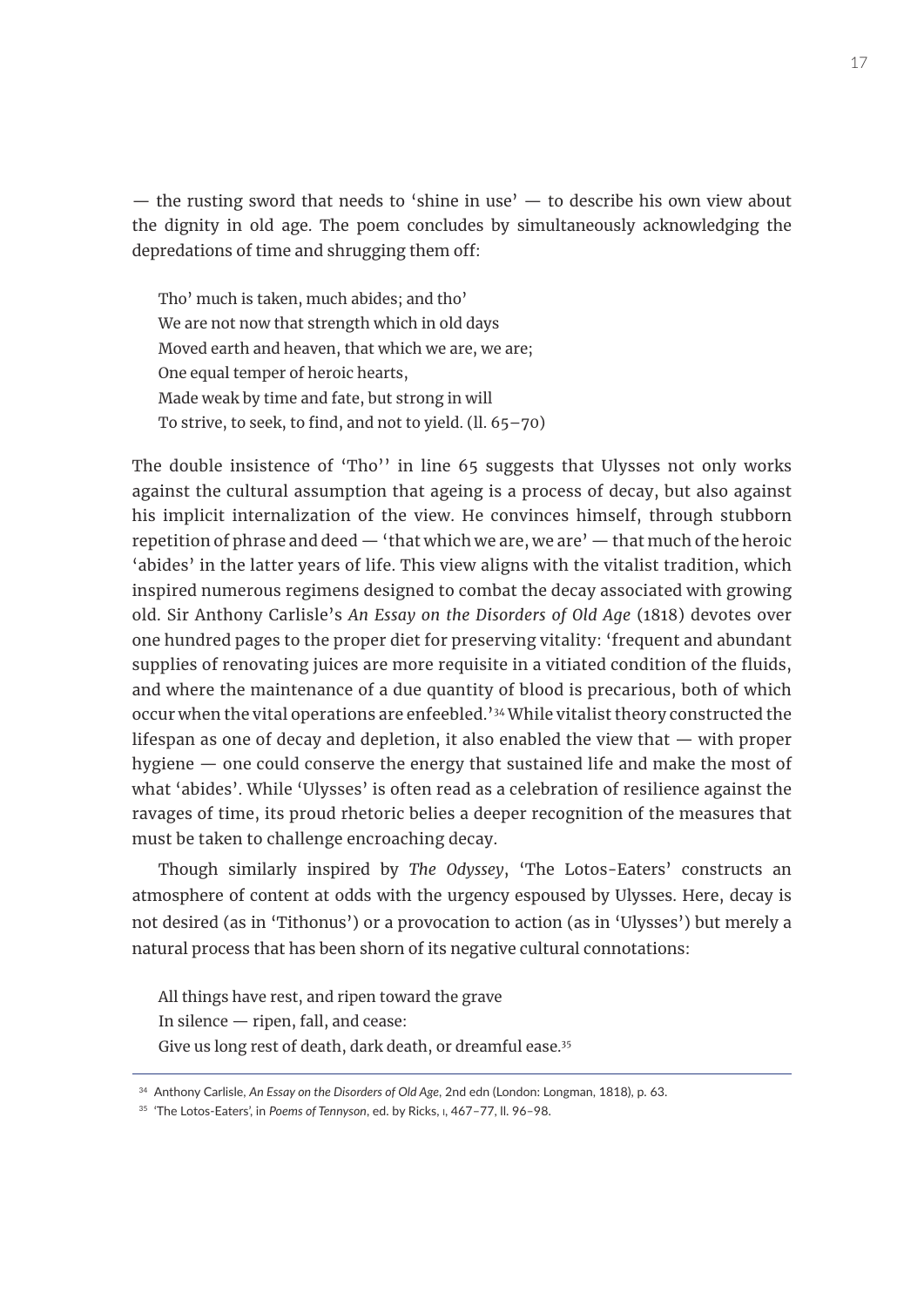— the rusting sword that needs to 'shine in use' — to describe his own view about the dignity in old age. The poem concludes by simultaneously acknowledging the depredations of time and shrugging them off:

> Tho' much is taken, much abides; and tho'
> We are not now that strength which in old days
> Moved earth and heaven, that which we are, we are;
> One equal temper of heroic hearts,
> Made weak by time and fate, but strong in will
> To strive, to seek, to find, and not to yield. (ll. 65–70)

The double insistence of 'Tho'' in line 65 suggests that Ulysses not only works against the cultural assumption that ageing is a process of decay, but also against his implicit internalization of the view. He convinces himself, through stubborn repetition of phrase and deed — 'that which we are, we are' — that much of the heroic 'abides' in the latter years of life. This view aligns with the vitalist tradition, which inspired numerous regimens designed to combat the decay associated with growing old. Sir Anthony Carlisle's *An Essay on the Disorders of Old Age* (1818) devotes over one hundred pages to the proper diet for preserving vitality: 'frequent and abundant supplies of renovating juices are more requisite in a vitiated condition of the fluids, and where the maintenance of a due quantity of blood is precarious, both of which occur when the vital operations are enfeebled.'[34] While vitalist theory constructed the lifespan as one of decay and depletion, it also enabled the view that — with proper hygiene — one could conserve the energy that sustained life and make the most of what 'abides'. While 'Ulysses' is often read as a celebration of resilience against the ravages of time, its proud rhetoric belies a deeper recognition of the measures that must be taken to challenge encroaching decay.

Though similarly inspired by *The Odyssey*, 'The Lotos-Eaters' constructs an atmosphere of content at odds with the urgency espoused by Ulysses. Here, decay is not desired (as in 'Tithonus') or a provocation to action (as in 'Ulysses') but merely a natural process that has been shorn of its negative cultural connotations:

> All things have rest, and ripen toward the grave
> In silence — ripen, fall, and cease:
> Give us long rest of death, dark death, or dreamful ease.[35]

---

[34] Anthony Carlisle, *An Essay on the Disorders of Old Age*, 2nd edn (London: Longman, 1818), p. 63.

[35] 'The Lotos-Eaters', in *Poems of Tennyson*, ed. by Ricks, I, 467–77, ll. 96–98.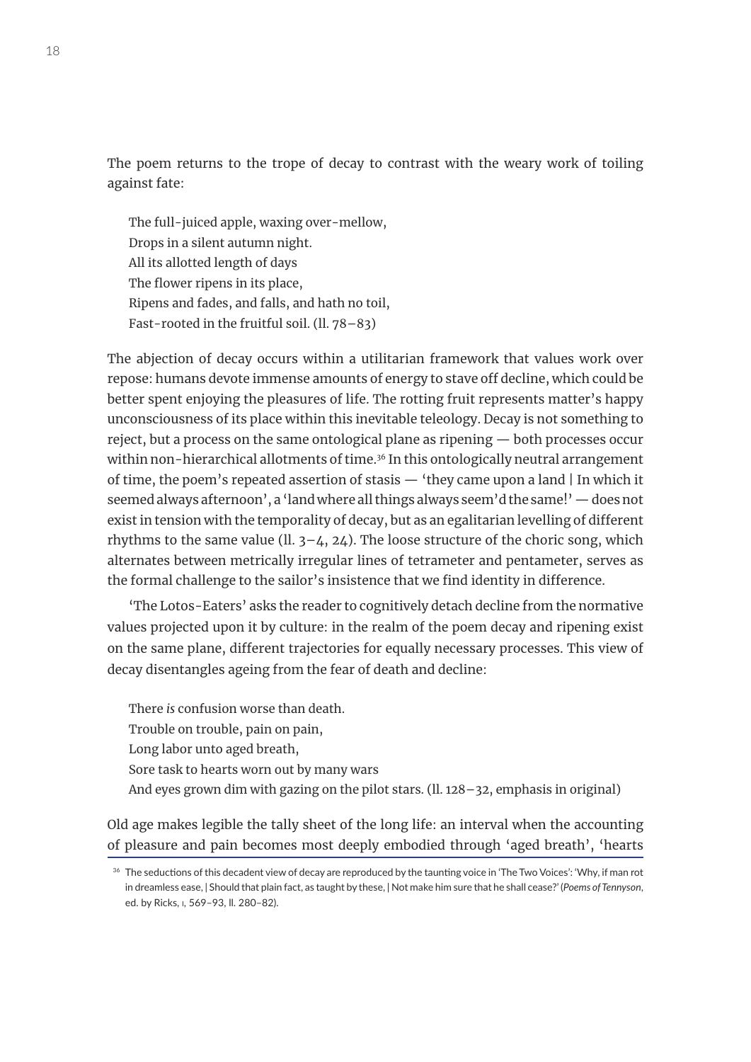The poem returns to the trope of decay to contrast with the weary work of toiling against fate:

> The full-juiced apple, waxing over-mellow,  
> Drops in a silent autumn night.  
> All its allotted length of days  
> The flower ripens in its place,  
> Ripens and fades, and falls, and hath no toil,  
> Fast-rooted in the fruitful soil. (ll. 78–83)

The abjection of decay occurs within a utilitarian framework that values work over repose: humans devote immense amounts of energy to stave off decline, which could be better spent enjoying the pleasures of life. The rotting fruit represents matter's happy unconsciousness of its place within this inevitable teleology. Decay is not something to reject, but a process on the same ontological plane as ripening — both processes occur within non-hierarchical allotments of time.[36] In this ontologically neutral arrangement of time, the poem's repeated assertion of stasis — 'they came upon a land | In which it seemed always afternoon', a 'land where all things always seem'd the same!' — does not exist in tension with the temporality of decay, but as an egalitarian levelling of different rhythms to the same value (ll. 3–4, 24). The loose structure of the choric song, which alternates between metrically irregular lines of tetrameter and pentameter, serves as the formal challenge to the sailor's insistence that we find identity in difference.

'The Lotos-Eaters' asks the reader to cognitively detach decline from the normative values projected upon it by culture: in the realm of the poem decay and ripening exist on the same plane, different trajectories for equally necessary processes. This view of decay disentangles ageing from the fear of death and decline:

> There *is* confusion worse than death.  
> Trouble on trouble, pain on pain,  
> Long labor unto aged breath,  
> Sore task to hearts worn out by many wars  
> And eyes grown dim with gazing on the pilot stars. (ll. 128–32, emphasis in original)

Old age makes legible the tally sheet of the long life: an interval when the accounting of pleasure and pain becomes most deeply embodied through 'aged breath', 'hearts

[36] The seductions of this decadent view of decay are reproduced by the taunting voice in 'The Two Voices': 'Why, if man rot in dreamless ease, | Should that plain fact, as taught by these, | Not make him sure that he shall cease?' (*Poems of Tennyson*, ed. by Ricks, I, 569–93, ll. 280–82).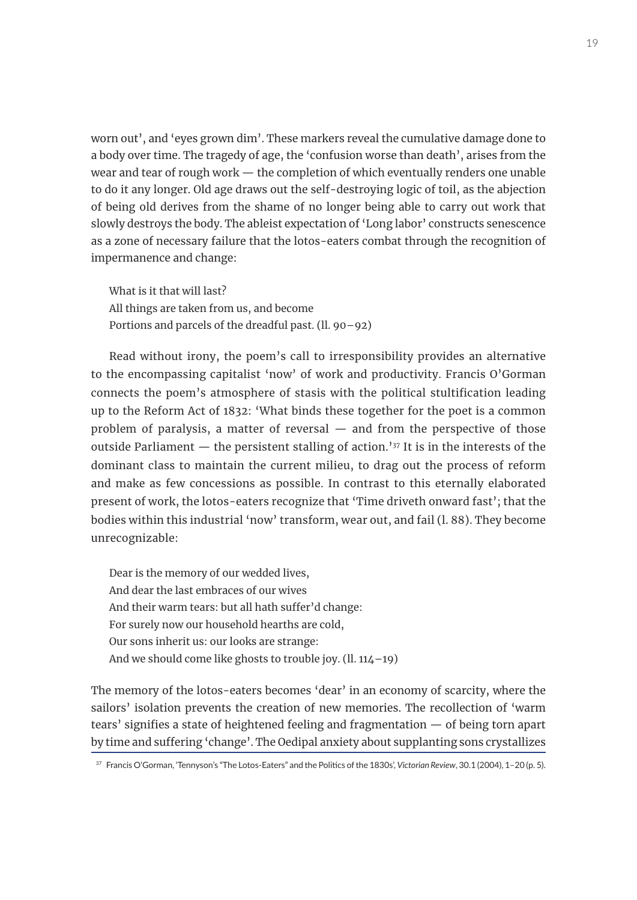worn out', and 'eyes grown dim'. These markers reveal the cumulative damage done to a body over time. The tragedy of age, the 'confusion worse than death', arises from the wear and tear of rough work — the completion of which eventually renders one unable to do it any longer. Old age draws out the self-destroying logic of toil, as the abjection of being old derives from the shame of no longer being able to carry out work that slowly destroys the body. The ableist expectation of 'Long labor' constructs senescence as a zone of necessary failure that the lotos-eaters combat through the recognition of impermanence and change:

> What is it that will last?
> All things are taken from us, and become
> Portions and parcels of the dreadful past. (ll. 90–92)

Read without irony, the poem's call to irresponsibility provides an alternative to the encompassing capitalist 'now' of work and productivity. Francis O'Gorman connects the poem's atmosphere of stasis with the political stultification leading up to the Reform Act of 1832: 'What binds these together for the poet is a common problem of paralysis, a matter of reversal — and from the perspective of those outside Parliament — the persistent stalling of action.'[37] It is in the interests of the dominant class to maintain the current milieu, to drag out the process of reform and make as few concessions as possible. In contrast to this eternally elaborated present of work, the lotos-eaters recognize that 'Time driveth onward fast'; that the bodies within this industrial 'now' transform, wear out, and fail (l. 88). They become unrecognizable:

> Dear is the memory of our wedded lives,
> And dear the last embraces of our wives
> And their warm tears: but all hath suffer'd change:
> For surely now our household hearths are cold,
> Our sons inherit us: our looks are strange:
> And we should come like ghosts to trouble joy. (ll. 114–19)

The memory of the lotos-eaters becomes 'dear' in an economy of scarcity, where the sailors' isolation prevents the creation of new memories. The recollection of 'warm tears' signifies a state of heightened feeling and fragmentation — of being torn apart by time and suffering 'change'. The Oedipal anxiety about supplanting sons crystallizes

[37] Francis O'Gorman, 'Tennyson's "The Lotos-Eaters" and the Politics of the 1830s', *Victorian Review*, 30.1 (2004), 1–20 (p. 5).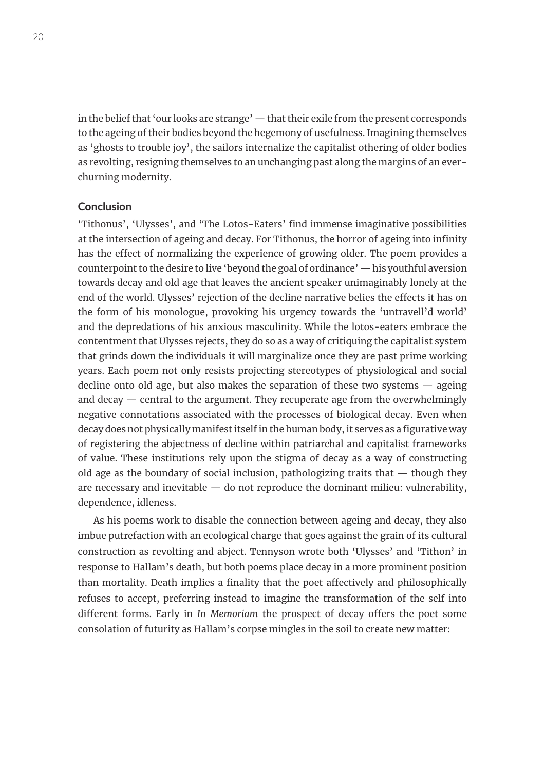in the belief that 'our looks are strange' — that their exile from the present corresponds to the ageing of their bodies beyond the hegemony of usefulness. Imagining themselves as 'ghosts to trouble joy', the sailors internalize the capitalist othering of older bodies as revolting, resigning themselves to an unchanging past along the margins of an ever-churning modernity.

## Conclusion

'Tithonus', 'Ulysses', and 'The Lotos-Eaters' find immense imaginative possibilities at the intersection of ageing and decay. For Tithonus, the horror of ageing into infinity has the effect of normalizing the experience of growing older. The poem provides a counterpoint to the desire to live 'beyond the goal of ordinance' — his youthful aversion towards decay and old age that leaves the ancient speaker unimaginably lonely at the end of the world. Ulysses' rejection of the decline narrative belies the effects it has on the form of his monologue, provoking his urgency towards the 'untravell'd world' and the depredations of his anxious masculinity. While the lotos-eaters embrace the contentment that Ulysses rejects, they do so as a way of critiquing the capitalist system that grinds down the individuals it will marginalize once they are past prime working years. Each poem not only resists projecting stereotypes of physiological and social decline onto old age, but also makes the separation of these two systems — ageing and decay — central to the argument. They recuperate age from the overwhelmingly negative connotations associated with the processes of biological decay. Even when decay does not physically manifest itself in the human body, it serves as a figurative way of registering the abjectness of decline within patriarchal and capitalist frameworks of value. These institutions rely upon the stigma of decay as a way of constructing old age as the boundary of social inclusion, pathologizing traits that — though they are necessary and inevitable — do not reproduce the dominant milieu: vulnerability, dependence, idleness.

As his poems work to disable the connection between ageing and decay, they also imbue putrefaction with an ecological charge that goes against the grain of its cultural construction as revolting and abject. Tennyson wrote both 'Ulysses' and 'Tithon' in response to Hallam's death, but both poems place decay in a more prominent position than mortality. Death implies a finality that the poet affectively and philosophically refuses to accept, preferring instead to imagine the transformation of the self into different forms. Early in *In Memoriam* the prospect of decay offers the poet some consolation of futurity as Hallam's corpse mingles in the soil to create new matter: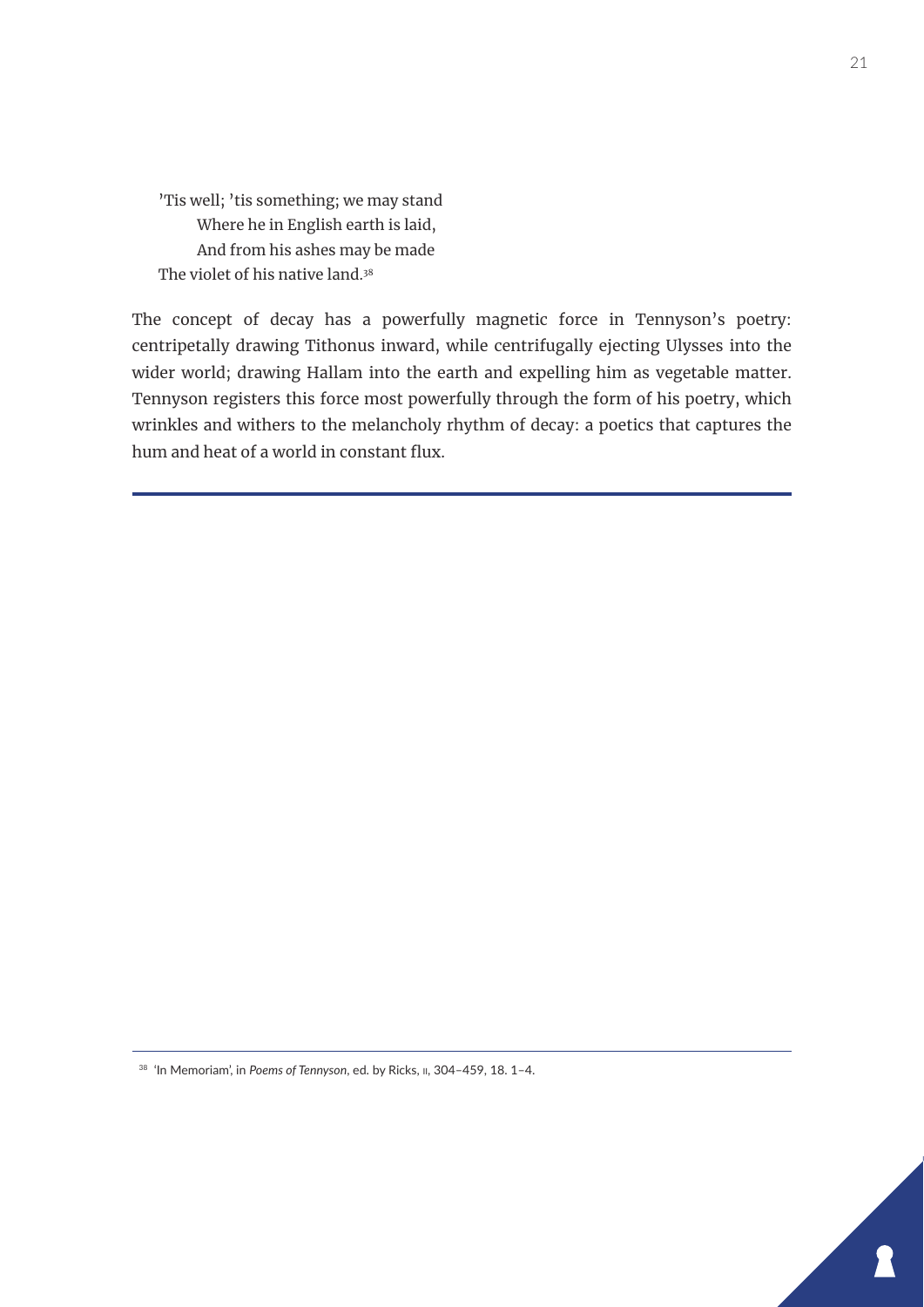’Tis well; ’tis something; we may stand  
  Where he in English earth is laid,  
  And from his ashes may be made  
The violet of his native land.[38]

The concept of decay has a powerfully magnetic force in Tennyson’s poetry: centripetally drawing Tithonus inward, while centrifugally ejecting Ulysses into the wider world; drawing Hallam into the earth and expelling him as vegetable matter. Tennyson registers this force most powerfully through the form of his poetry, which wrinkles and withers to the melancholy rhythm of decay: a poetics that captures the hum and heat of a world in constant flux.

---

[38] ‘In Memoriam’, in *Poems of Tennyson*, ed. by Ricks, II, 304–459, 18. 1–4.